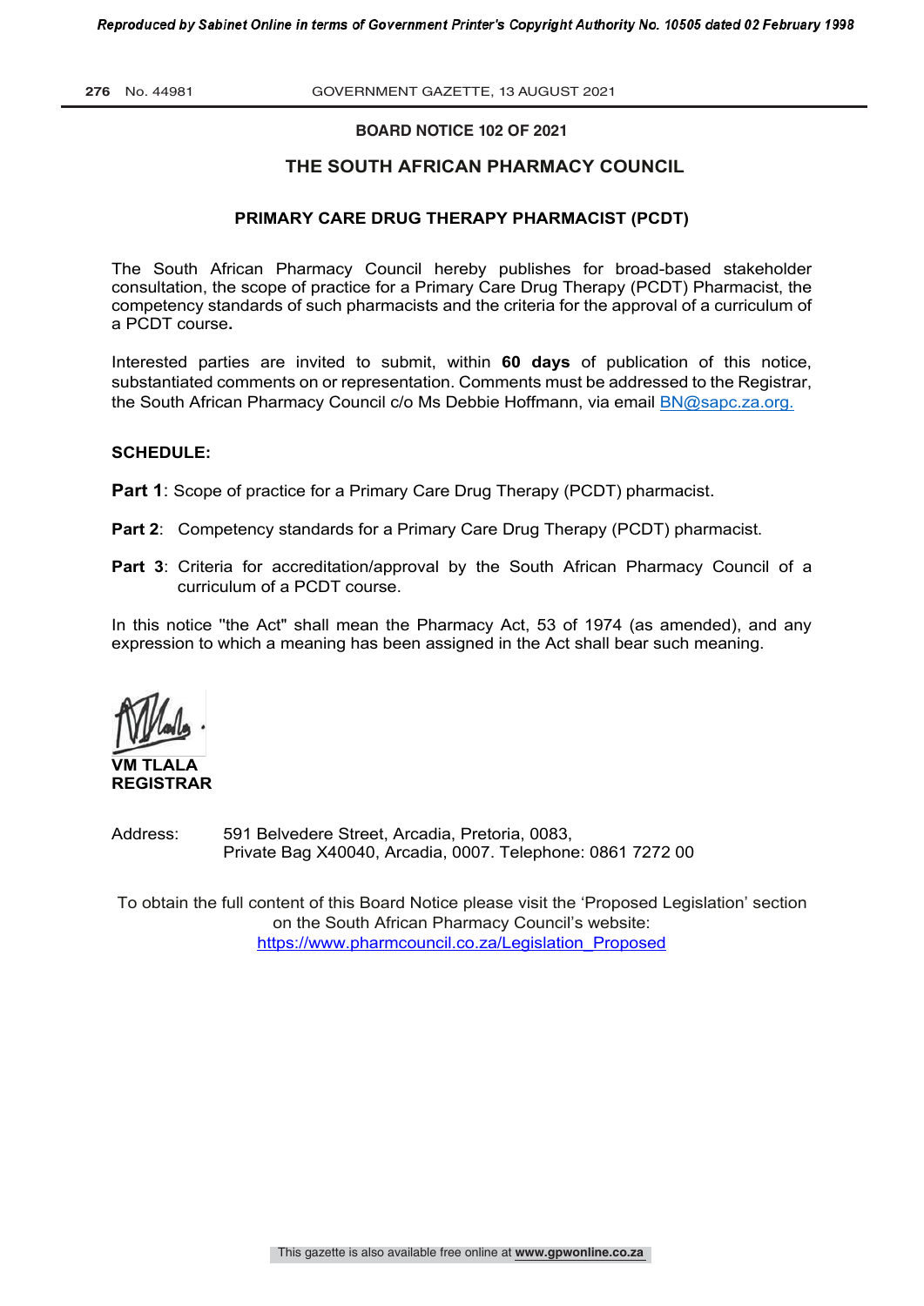**BOARD NOTICE 102 OF 2021**

## THE SOUTH AFRICAN PHARMACY COUNCIL

### PRIMARY CARE DRUG THERAPY PHARMACIST (PCDT)

The South African Pharmacy Council hereby publishes for broad-based stakeholder consultation, the scope of practice for a Primary Care Drug Therapy (PCDT) Pharmacist, the competency standards of such pharmacists and the criteria for the approval of a curriculum of a PCDT course**.**

Interested parties are invited to submit, within **60 days** of publication of this notice, substantiated comments on or representation. Comments must be addressed to the Registrar, the South African Pharmacy Council c/o Ms Debbie Hoffmann, via email BN@sapc.za.org.

**SCHEDULE:**

**Part 1**: Scope of practice for a Primary Care Drug Therapy (PCDT) pharmacist.

**Part 2**: Competency standards for a Primary Care Drug Therapy (PCDT) pharmacist.

**Part 3**: Criteria for accreditation/approval by the South African Pharmacy Council of a curriculum of a PCDT course.

In this notice "the Act" shall mean the Pharmacy Act, 53 of 1974 (as amended), and any expression to which a meaning has been assigned in the Act shall bear such meaning.

**VM TLALA**
**REGISTRAR**

Address: 591 Belvedere Street, Arcadia, Pretoria, 0083,
Private Bag X40040, Arcadia, 0007. Telephone: 0861 7272 00

To obtain the full content of this Board Notice please visit the 'Proposed Legislation' section on the South African Pharmacy Council's website:
https://www.pharmcouncil.co.za/Legislation_Proposed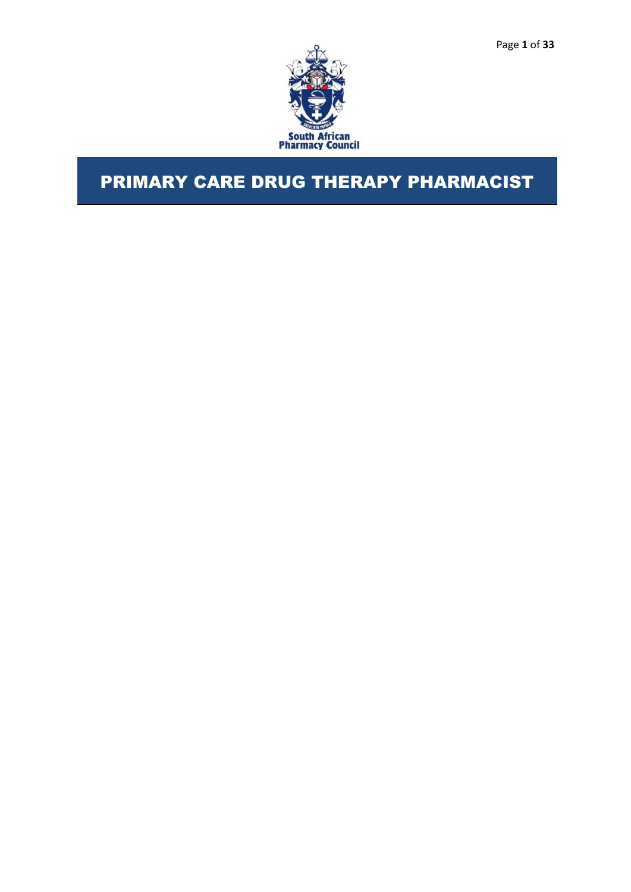# PRIMARY CARE DRUG THERAPY PHARMACIST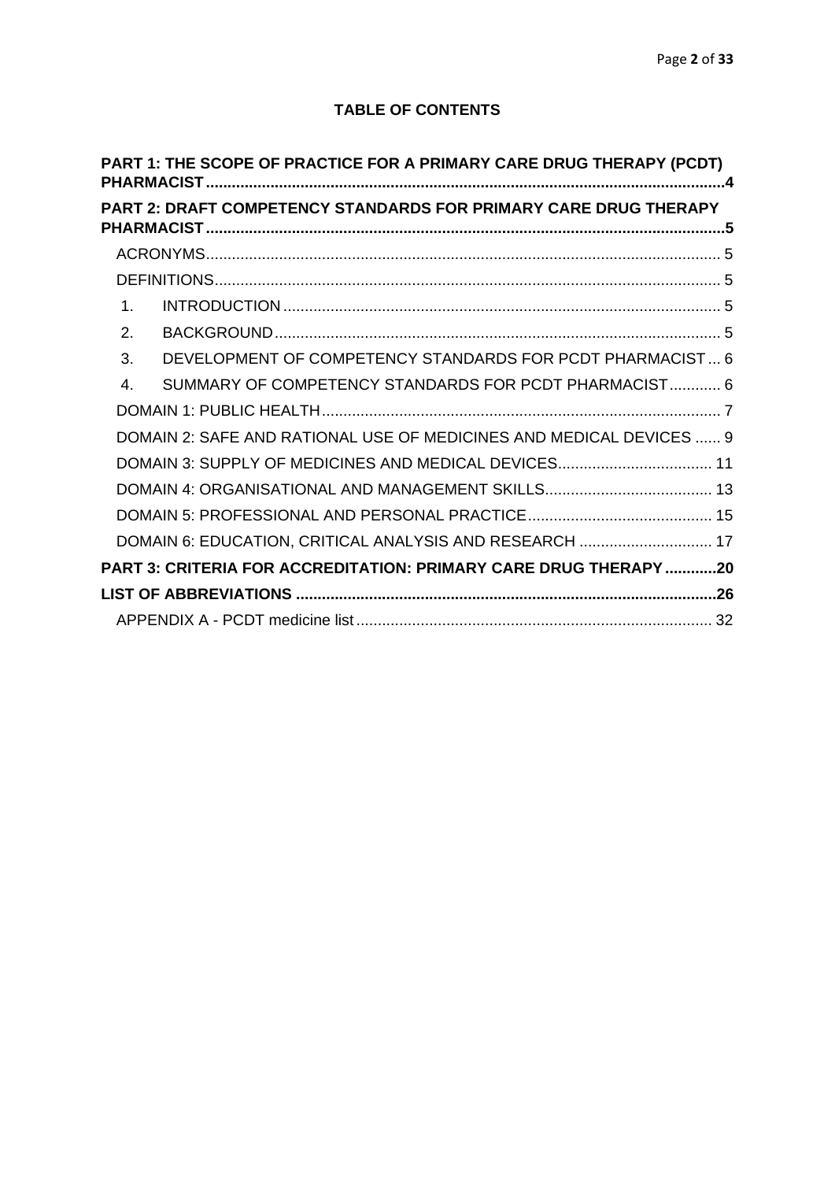**TABLE OF CONTENTS**

**PART 1: THE SCOPE OF PRACTICE FOR A PRIMARY CARE DRUG THERAPY (PCDT) PHARMACIST ........................................................................................................................4**

**PART 2: DRAFT COMPETENCY STANDARDS FOR PRIMARY CARE DRUG THERAPY PHARMACIST ........................................................................................................................5**

- ACRONYMS....................................................................................................................... 5
- DEFINITIONS..................................................................................................................... 5
- 1. INTRODUCTION ..................................................................................................... 5
- 2. BACKGROUND ....................................................................................................... 5
- 3. DEVELOPMENT OF COMPETENCY STANDARDS FOR PCDT PHARMACIST ... 6
- 4. SUMMARY OF COMPETENCY STANDARDS FOR PCDT PHARMACIST ............ 6
- DOMAIN 1: PUBLIC HEALTH ............................................................................................ 7
- DOMAIN 2: SAFE AND RATIONAL USE OF MEDICINES AND MEDICAL DEVICES ...... 9
- DOMAIN 3: SUPPLY OF MEDICINES AND MEDICAL DEVICES.................................... 11
- DOMAIN 4: ORGANISATIONAL AND MANAGEMENT SKILLS....................................... 13
- DOMAIN 5: PROFESSIONAL AND PERSONAL PRACTICE........................................... 15
- DOMAIN 6: EDUCATION, CRITICAL ANALYSIS AND RESEARCH ............................... 17

**PART 3: CRITERIA FOR ACCREDITATION: PRIMARY CARE DRUG THERAPY ............20**

**LIST OF ABBREVIATIONS .................................................................................................26**

- APPENDIX A - PCDT medicine list .................................................................................. 32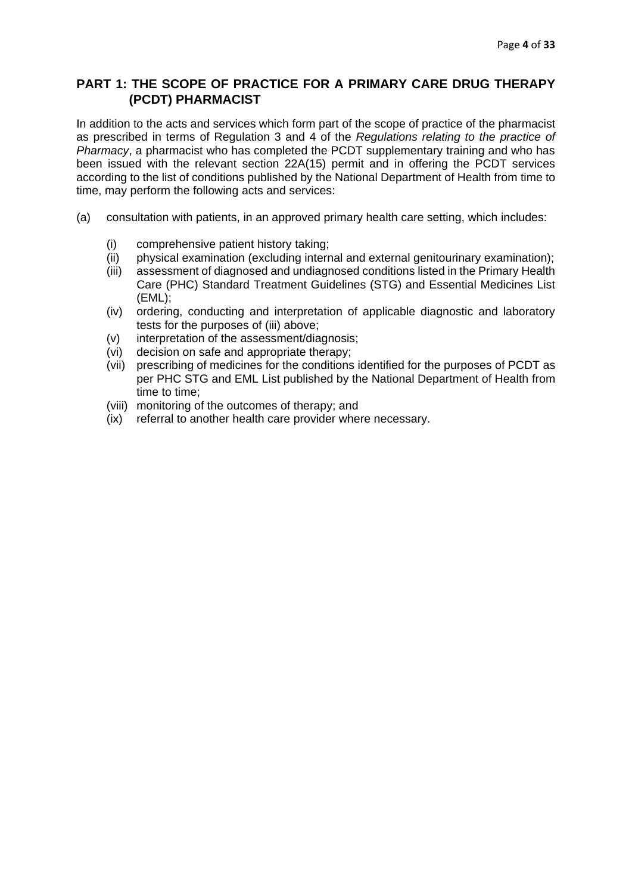## PART 1: THE SCOPE OF PRACTICE FOR A PRIMARY CARE DRUG THERAPY (PCDT) PHARMACIST

In addition to the acts and services which form part of the scope of practice of the pharmacist as prescribed in terms of Regulation 3 and 4 of the *Regulations relating to the practice of Pharmacy*, a pharmacist who has completed the PCDT supplementary training and who has been issued with the relevant section 22A(15) permit and in offering the PCDT services according to the list of conditions published by the National Department of Health from time to time, may perform the following acts and services:

(a) consultation with patients, in an approved primary health care setting, which includes:

- (i) comprehensive patient history taking;
- (ii) physical examination (excluding internal and external genitourinary examination);
- (iii) assessment of diagnosed and undiagnosed conditions listed in the Primary Health Care (PHC) Standard Treatment Guidelines (STG) and Essential Medicines List (EML);
- (iv) ordering, conducting and interpretation of applicable diagnostic and laboratory tests for the purposes of (iii) above;
- (v) interpretation of the assessment/diagnosis;
- (vi) decision on safe and appropriate therapy;
- (vii) prescribing of medicines for the conditions identified for the purposes of PCDT as per PHC STG and EML List published by the National Department of Health from time to time;
- (viii) monitoring of the outcomes of therapy; and
- (ix) referral to another health care provider where necessary.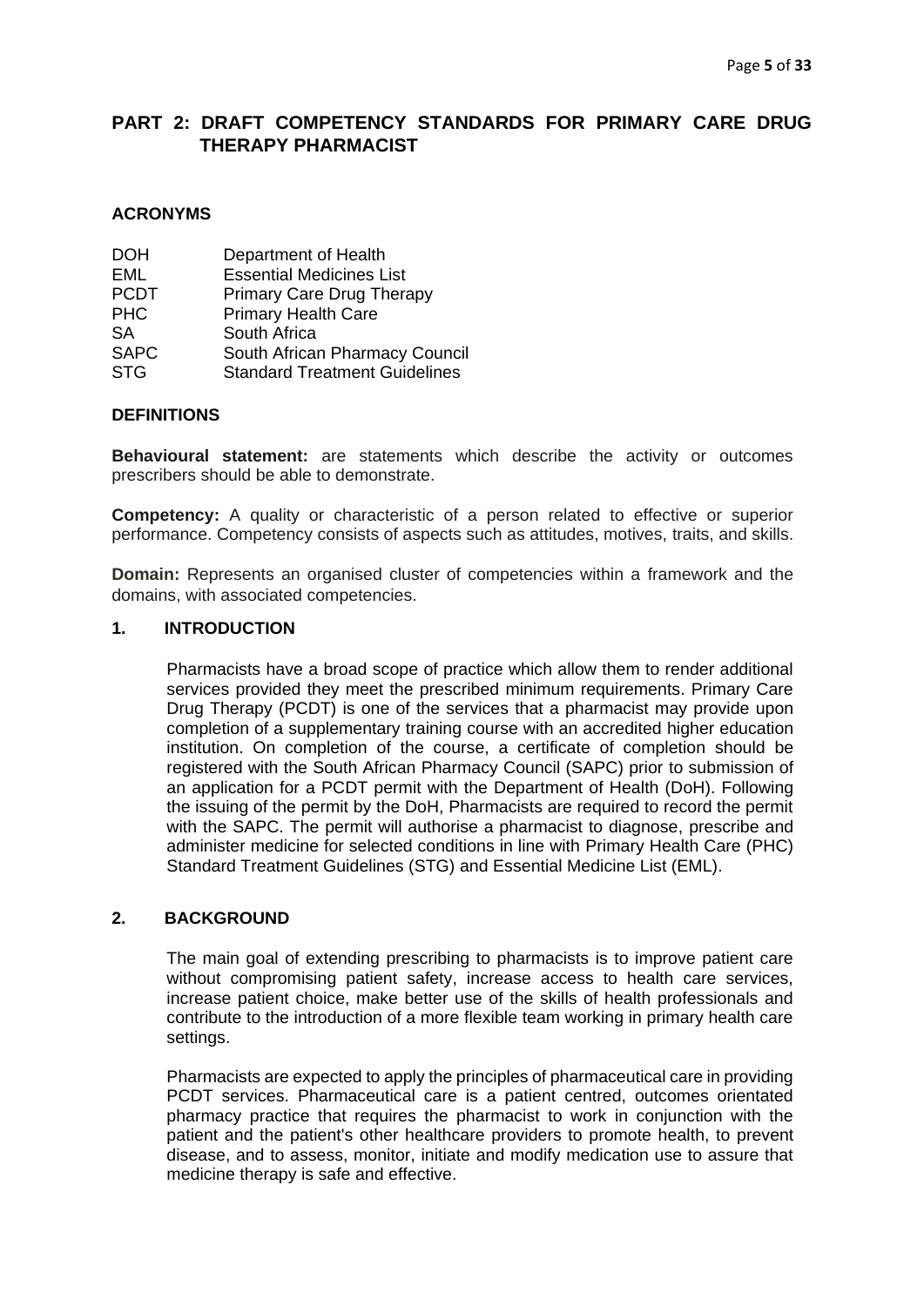## PART 2: DRAFT COMPETENCY STANDARDS FOR PRIMARY CARE DRUG THERAPY PHARMACIST

### ACRONYMS

| | |
|---|---|
| DOH | Department of Health |
| EML | Essential Medicines List |
| PCDT | Primary Care Drug Therapy |
| PHC | Primary Health Care |
| SA | South Africa |
| SAPC | South African Pharmacy Council |
| STG | Standard Treatment Guidelines |

### DEFINITIONS

**Behavioural statement:** are statements which describe the activity or outcomes prescribers should be able to demonstrate.

**Competency:** A quality or characteristic of a person related to effective or superior performance. Competency consists of aspects such as attitudes, motives, traits, and skills.

**Domain:** Represents an organised cluster of competencies within a framework and the domains, with associated competencies.

### 1. INTRODUCTION

Pharmacists have a broad scope of practice which allow them to render additional services provided they meet the prescribed minimum requirements. Primary Care Drug Therapy (PCDT) is one of the services that a pharmacist may provide upon completion of a supplementary training course with an accredited higher education institution. On completion of the course, a certificate of completion should be registered with the South African Pharmacy Council (SAPC) prior to submission of an application for a PCDT permit with the Department of Health (DoH). Following the issuing of the permit by the DoH, Pharmacists are required to record the permit with the SAPC. The permit will authorise a pharmacist to diagnose, prescribe and administer medicine for selected conditions in line with Primary Health Care (PHC) Standard Treatment Guidelines (STG) and Essential Medicine List (EML).

### 2. BACKGROUND

The main goal of extending prescribing to pharmacists is to improve patient care without compromising patient safety, increase access to health care services, increase patient choice, make better use of the skills of health professionals and contribute to the introduction of a more flexible team working in primary health care settings.

Pharmacists are expected to apply the principles of pharmaceutical care in providing PCDT services. Pharmaceutical care is a patient centred, outcomes orientated pharmacy practice that requires the pharmacist to work in conjunction with the patient and the patient's other healthcare providers to promote health, to prevent disease, and to assess, monitor, initiate and modify medication use to assure that medicine therapy is safe and effective.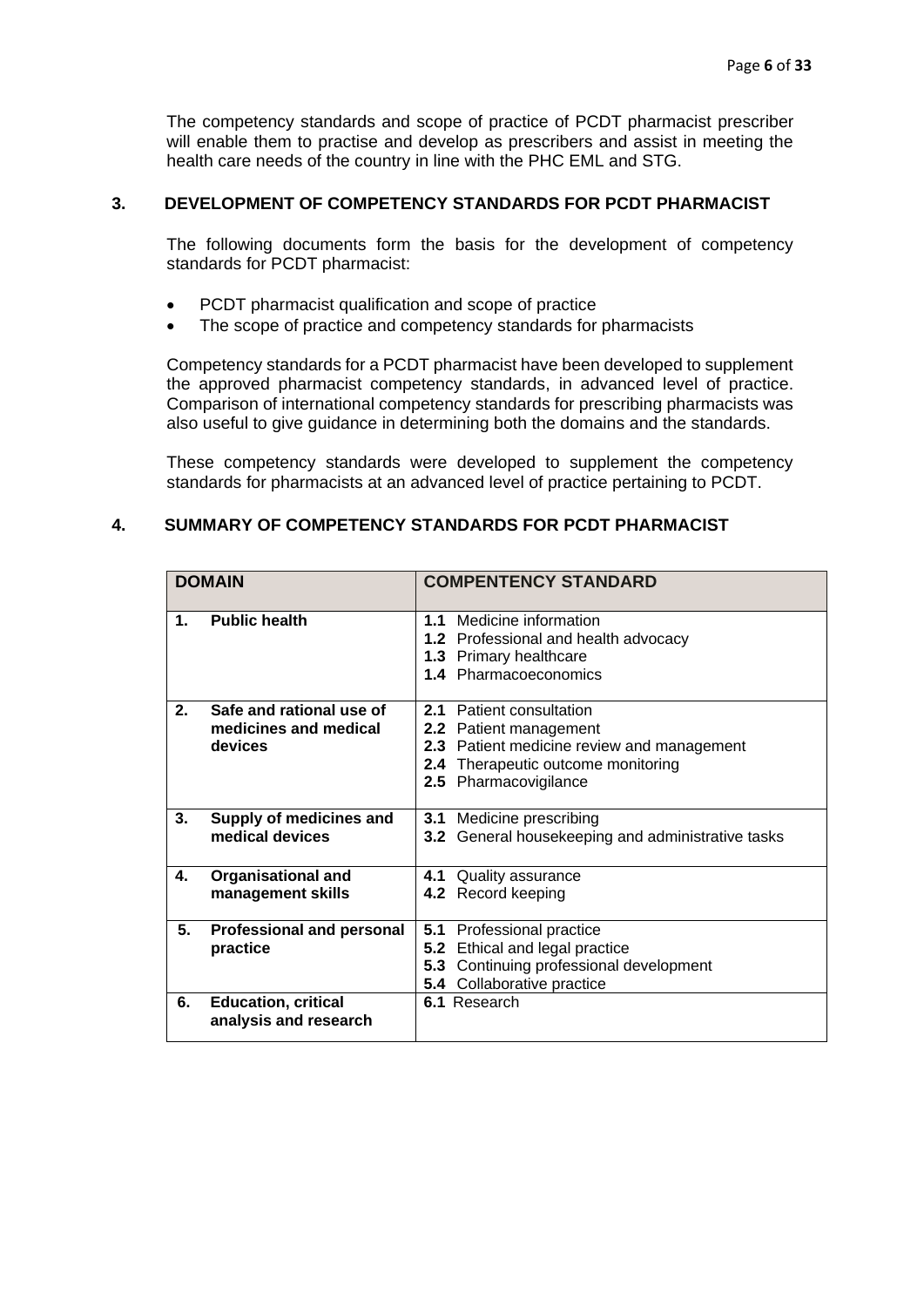The competency standards and scope of practice of PCDT pharmacist prescriber will enable them to practise and develop as prescribers and assist in meeting the health care needs of the country in line with the PHC EML and STG.

## 3. DEVELOPMENT OF COMPETENCY STANDARDS FOR PCDT PHARMACIST

The following documents form the basis for the development of competency standards for PCDT pharmacist:

- PCDT pharmacist qualification and scope of practice
- The scope of practice and competency standards for pharmacists

Competency standards for a PCDT pharmacist have been developed to supplement the approved pharmacist competency standards, in advanced level of practice. Comparison of international competency standards for prescribing pharmacists was also useful to give guidance in determining both the domains and the standards.

These competency standards were developed to supplement the competency standards for pharmacists at an advanced level of practice pertaining to PCDT.

## 4. SUMMARY OF COMPETENCY STANDARDS FOR PCDT PHARMACIST

| DOMAIN | COMPENTENCY STANDARD |
|---|---|
| **1. Public health** | **1.1** Medicine information<br>**1.2** Professional and health advocacy<br>**1.3** Primary healthcare<br>**1.4** Pharmacoeconomics |
| **2. Safe and rational use of medicines and medical devices** | **2.1** Patient consultation<br>**2.2** Patient management<br>**2.3** Patient medicine review and management<br>**2.4** Therapeutic outcome monitoring<br>**2.5** Pharmacovigilance |
| **3. Supply of medicines and medical devices** | **3.1** Medicine prescribing<br>**3.2** General housekeeping and administrative tasks |
| **4. Organisational and management skills** | **4.1** Quality assurance<br>**4.2** Record keeping |
| **5. Professional and personal practice** | **5.1** Professional practice<br>**5.2** Ethical and legal practice<br>**5.3** Continuing professional development<br>**5.4** Collaborative practice |
| **6. Education, critical analysis and research** | **6.1** Research |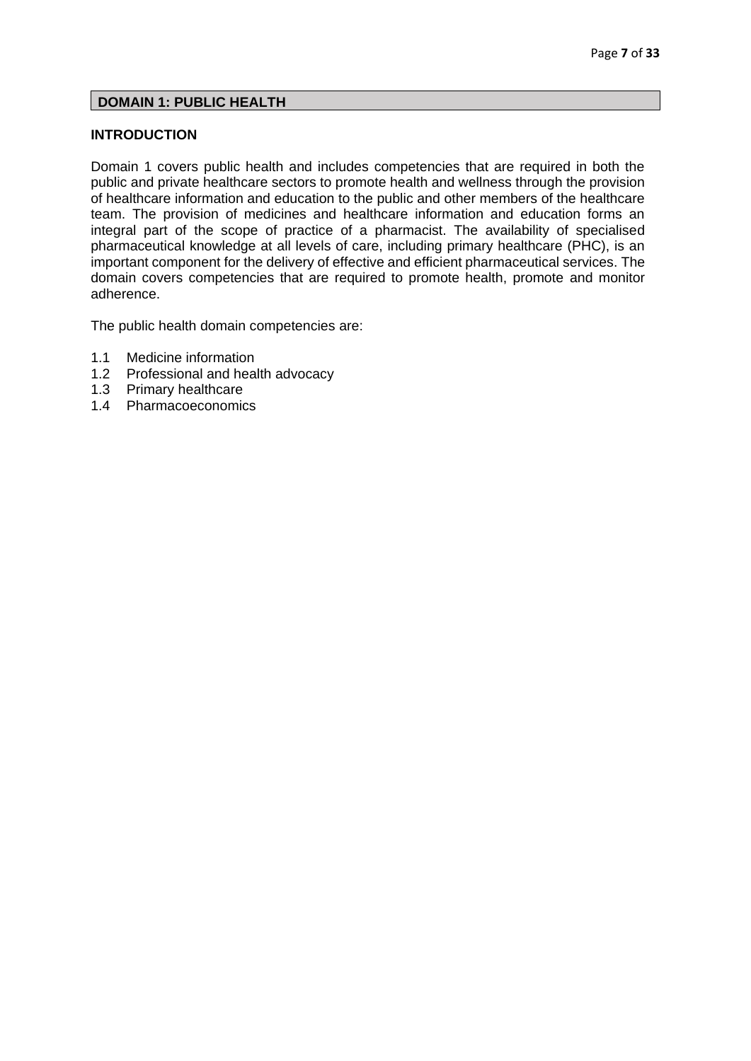## DOMAIN 1: PUBLIC HEALTH

### INTRODUCTION

Domain 1 covers public health and includes competencies that are required in both the public and private healthcare sectors to promote health and wellness through the provision of healthcare information and education to the public and other members of the healthcare team. The provision of medicines and healthcare information and education forms an integral part of the scope of practice of a pharmacist. The availability of specialised pharmaceutical knowledge at all levels of care, including primary healthcare (PHC), is an important component for the delivery of effective and efficient pharmaceutical services. The domain covers competencies that are required to promote health, promote and monitor adherence.

The public health domain competencies are:

1.1 Medicine information
1.2 Professional and health advocacy
1.3 Primary healthcare
1.4 Pharmacoeconomics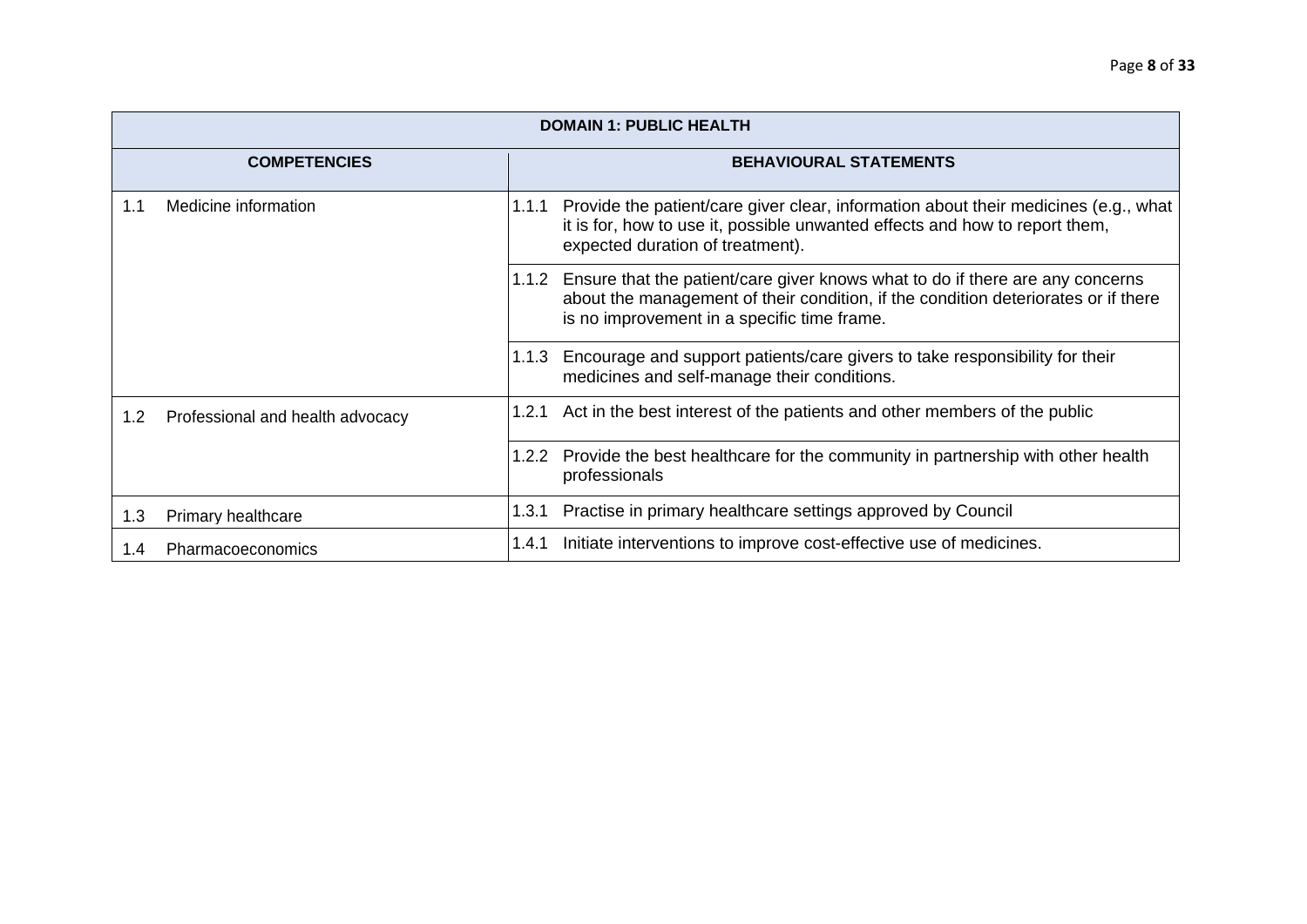| DOMAIN 1: PUBLIC HEALTH | |
|---|---|
| **COMPETENCIES** | **BEHAVIOURAL STATEMENTS** |
| 1.1 Medicine information | 1.1.1 Provide the patient/care giver clear, information about their medicines (e.g., what it is for, how to use it, possible unwanted effects and how to report them, expected duration of treatment). |
| | 1.1.2 Ensure that the patient/care giver knows what to do if there are any concerns about the management of their condition, if the condition deteriorates or if there is no improvement in a specific time frame. |
| | 1.1.3 Encourage and support patients/care givers to take responsibility for their medicines and self-manage their conditions. |
| 1.2 Professional and health advocacy | 1.2.1 Act in the best interest of the patients and other members of the public |
| | 1.2.2 Provide the best healthcare for the community in partnership with other health professionals |
| 1.3 Primary healthcare | 1.3.1 Practise in primary healthcare settings approved by Council |
| 1.4 Pharmacoeconomics | 1.4.1 Initiate interventions to improve cost-effective use of medicines. |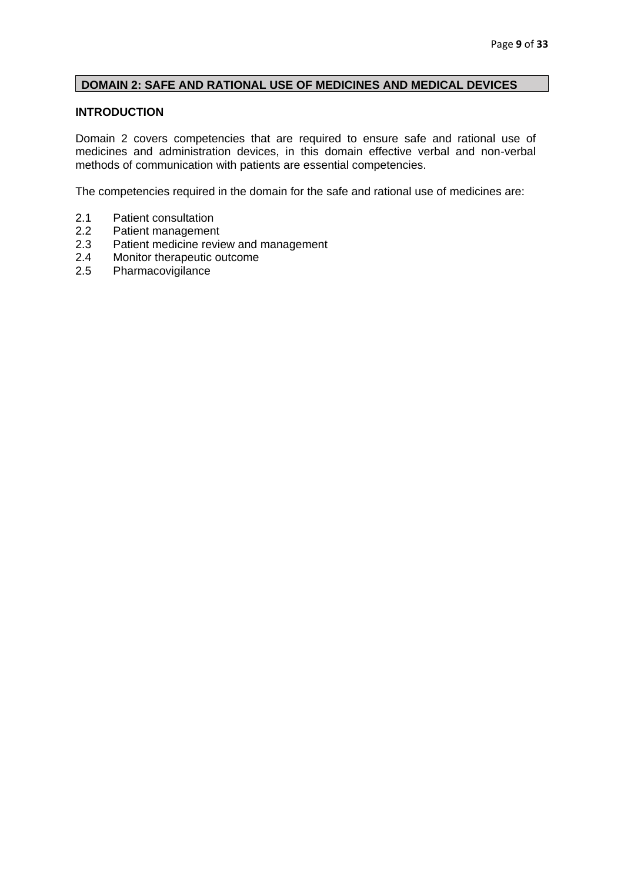## DOMAIN 2: SAFE AND RATIONAL USE OF MEDICINES AND MEDICAL DEVICES

### INTRODUCTION

Domain 2 covers competencies that are required to ensure safe and rational use of medicines and administration devices, in this domain effective verbal and non-verbal methods of communication with patients are essential competencies.

The competencies required in the domain for the safe and rational use of medicines are:

2.1 Patient consultation
2.2 Patient management
2.3 Patient medicine review and management
2.4 Monitor therapeutic outcome
2.5 Pharmacovigilance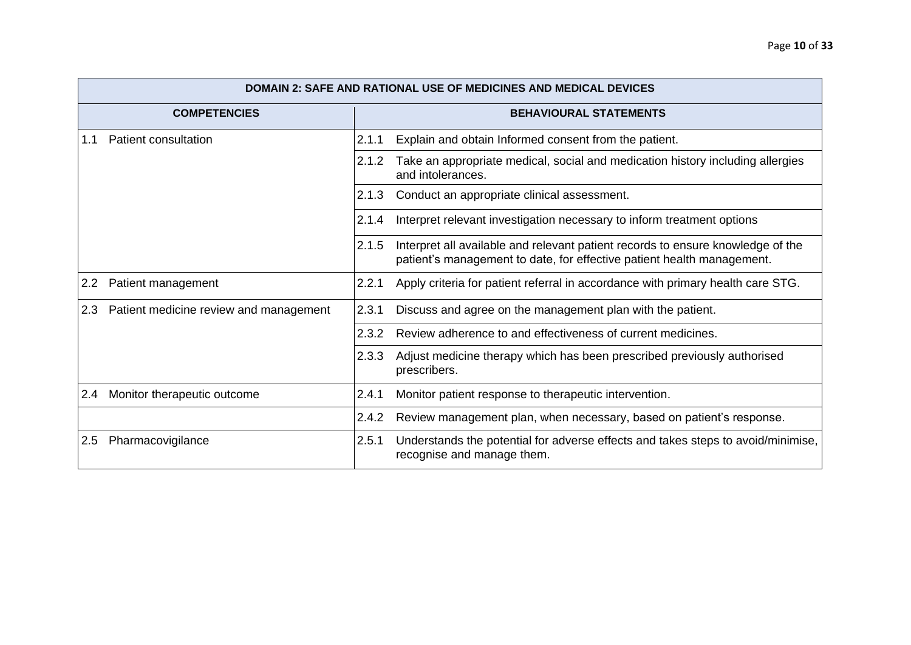| DOMAIN 2: SAFE AND RATIONAL USE OF MEDICINES AND MEDICAL DEVICES | |
|---|---|
| **COMPETENCIES** | **BEHAVIOURAL STATEMENTS** |
| 1.1 Patient consultation | 2.1.1 Explain and obtain Informed consent from the patient. |
| | 2.1.2 Take an appropriate medical, social and medication history including allergies and intolerances. |
| | 2.1.3 Conduct an appropriate clinical assessment. |
| | 2.1.4 Interpret relevant investigation necessary to inform treatment options |
| | 2.1.5 Interpret all available and relevant patient records to ensure knowledge of the patient's management to date, for effective patient health management. |
| 2.2 Patient management | 2.2.1 Apply criteria for patient referral in accordance with primary health care STG. |
| 2.3 Patient medicine review and management | 2.3.1 Discuss and agree on the management plan with the patient. |
| | 2.3.2 Review adherence to and effectiveness of current medicines. |
| | 2.3.3 Adjust medicine therapy which has been prescribed previously authorised prescribers. |
| 2.4 Monitor therapeutic outcome | 2.4.1 Monitor patient response to therapeutic intervention. |
| | 2.4.2 Review management plan, when necessary, based on patient's response. |
| 2.5 Pharmacovigilance | 2.5.1 Understands the potential for adverse effects and takes steps to avoid/minimise, recognise and manage them. |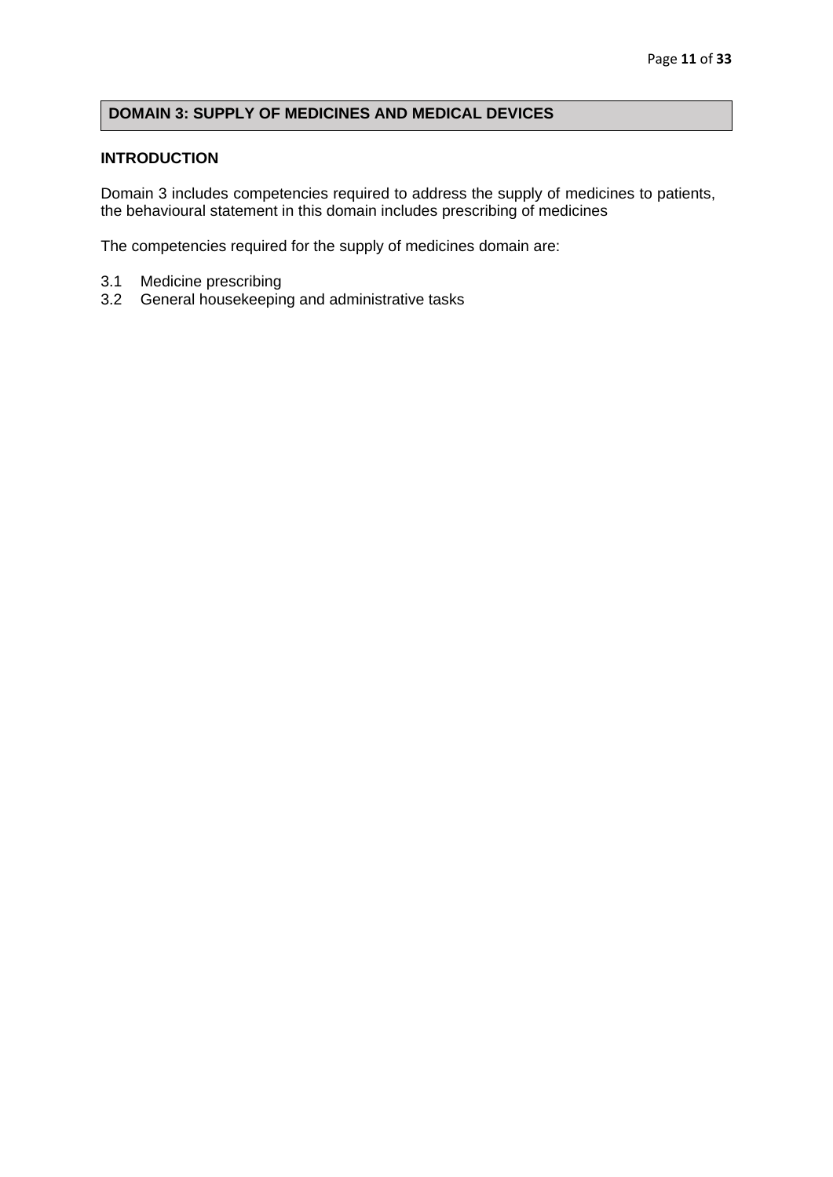## DOMAIN 3: SUPPLY OF MEDICINES AND MEDICAL DEVICES

### INTRODUCTION

Domain 3 includes competencies required to address the supply of medicines to patients, the behavioural statement in this domain includes prescribing of medicines

The competencies required for the supply of medicines domain are:

3.1 Medicine prescribing
3.2 General housekeeping and administrative tasks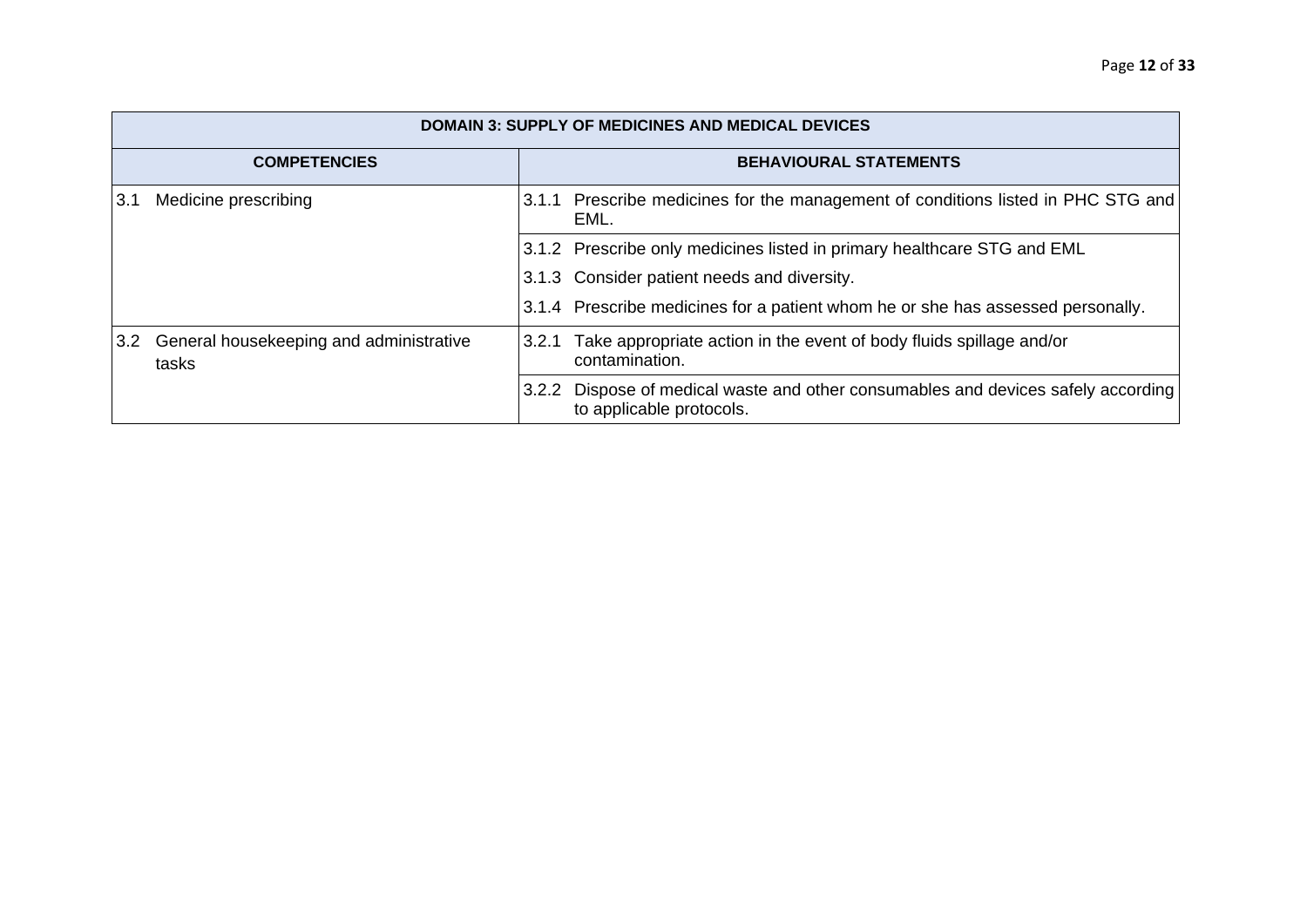| DOMAIN 3: SUPPLY OF MEDICINES AND MEDICAL DEVICES | |
|---|---|
| **COMPETENCIES** | **BEHAVIOURAL STATEMENTS** |
| 3.1 Medicine prescribing | 3.1.1 Prescribe medicines for the management of conditions listed in PHC STG and EML. |
| | 3.1.2 Prescribe only medicines listed in primary healthcare STG and EML |
| | 3.1.3 Consider patient needs and diversity. |
| | 3.1.4 Prescribe medicines for a patient whom he or she has assessed personally. |
| 3.2 General housekeeping and administrative tasks | 3.2.1 Take appropriate action in the event of body fluids spillage and/or contamination. |
| | 3.2.2 Dispose of medical waste and other consumables and devices safely according to applicable protocols. |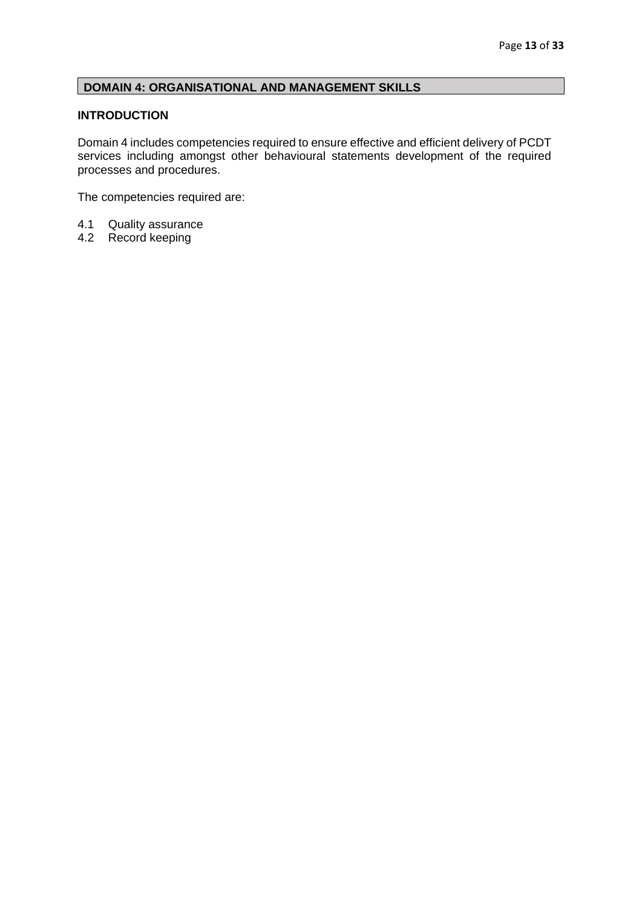## DOMAIN 4: ORGANISATIONAL AND MANAGEMENT SKILLS

### INTRODUCTION

Domain 4 includes competencies required to ensure effective and efficient delivery of PCDT services including amongst other behavioural statements development of the required processes and procedures.

The competencies required are:

4.1 Quality assurance
4.2 Record keeping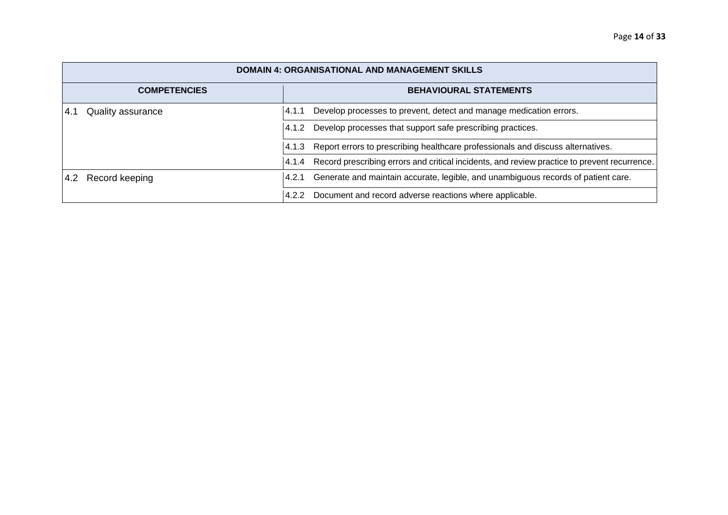| DOMAIN 4: ORGANISATIONAL AND MANAGEMENT SKILLS | |
|---|---|
| **COMPETENCIES** | **BEHAVIOURAL STATEMENTS** |
| 4.1 Quality assurance | 4.1.1 Develop processes to prevent, detect and manage medication errors. |
| | 4.1.2 Develop processes that support safe prescribing practices. |
| | 4.1.3 Report errors to prescribing healthcare professionals and discuss alternatives. |
| | 4.1.4 Record prescribing errors and critical incidents, and review practice to prevent recurrence. |
| 4.2 Record keeping | 4.2.1 Generate and maintain accurate, legible, and unambiguous records of patient care. |
| | 4.2.2 Document and record adverse reactions where applicable. |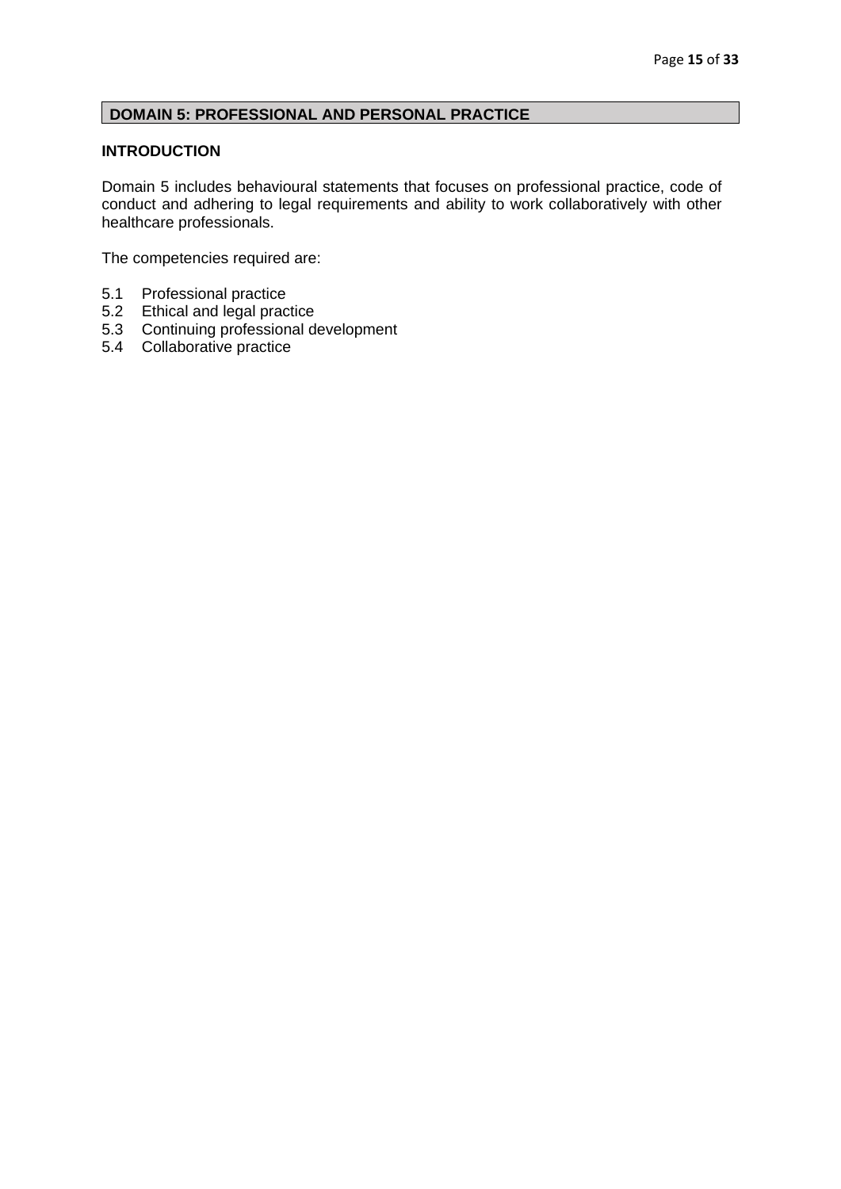## DOMAIN 5: PROFESSIONAL AND PERSONAL PRACTICE

### INTRODUCTION

Domain 5 includes behavioural statements that focuses on professional practice, code of conduct and adhering to legal requirements and ability to work collaboratively with other healthcare professionals.

The competencies required are:

5.1 Professional practice
5.2 Ethical and legal practice
5.3 Continuing professional development
5.4 Collaborative practice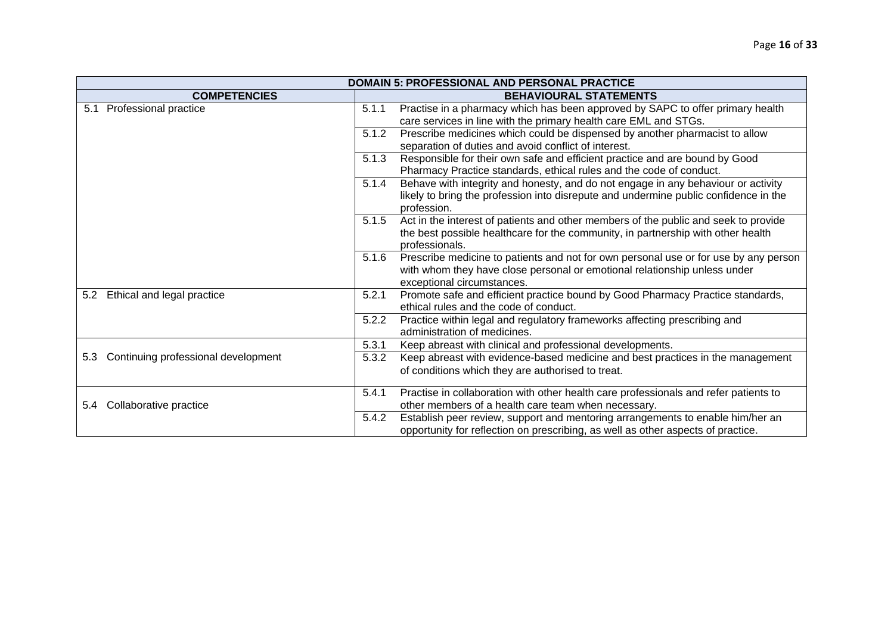| DOMAIN 5: PROFESSIONAL AND PERSONAL PRACTICE | |
|---|---|
| **COMPETENCIES** | **BEHAVIOURAL STATEMENTS** |
| 5.1 Professional practice | 5.1.1 Practise in a pharmacy which has been approved by SAPC to offer primary health care services in line with the primary health care EML and STGs. |
| | 5.1.2 Prescribe medicines which could be dispensed by another pharmacist to allow separation of duties and avoid conflict of interest. |
| | 5.1.3 Responsible for their own safe and efficient practice and are bound by Good Pharmacy Practice standards, ethical rules and the code of conduct. |
| | 5.1.4 Behave with integrity and honesty, and do not engage in any behaviour or activity likely to bring the profession into disrepute and undermine public confidence in the profession. |
| | 5.1.5 Act in the interest of patients and other members of the public and seek to provide the best possible healthcare for the community, in partnership with other health professionals. |
| | 5.1.6 Prescribe medicine to patients and not for own personal use or for use by any person with whom they have close personal or emotional relationship unless under exceptional circumstances. |
| 5.2 Ethical and legal practice | 5.2.1 Promote safe and efficient practice bound by Good Pharmacy Practice standards, ethical rules and the code of conduct. |
| | 5.2.2 Practice within legal and regulatory frameworks affecting prescribing and administration of medicines. |
| 5.3 Continuing professional development | 5.3.1 Keep abreast with clinical and professional developments. |
| | 5.3.2 Keep abreast with evidence-based medicine and best practices in the management of conditions which they are authorised to treat. |
| 5.4 Collaborative practice | 5.4.1 Practise in collaboration with other health care professionals and refer patients to other members of a health care team when necessary. |
| | 5.4.2 Establish peer review, support and mentoring arrangements to enable him/her an opportunity for reflection on prescribing, as well as other aspects of practice. |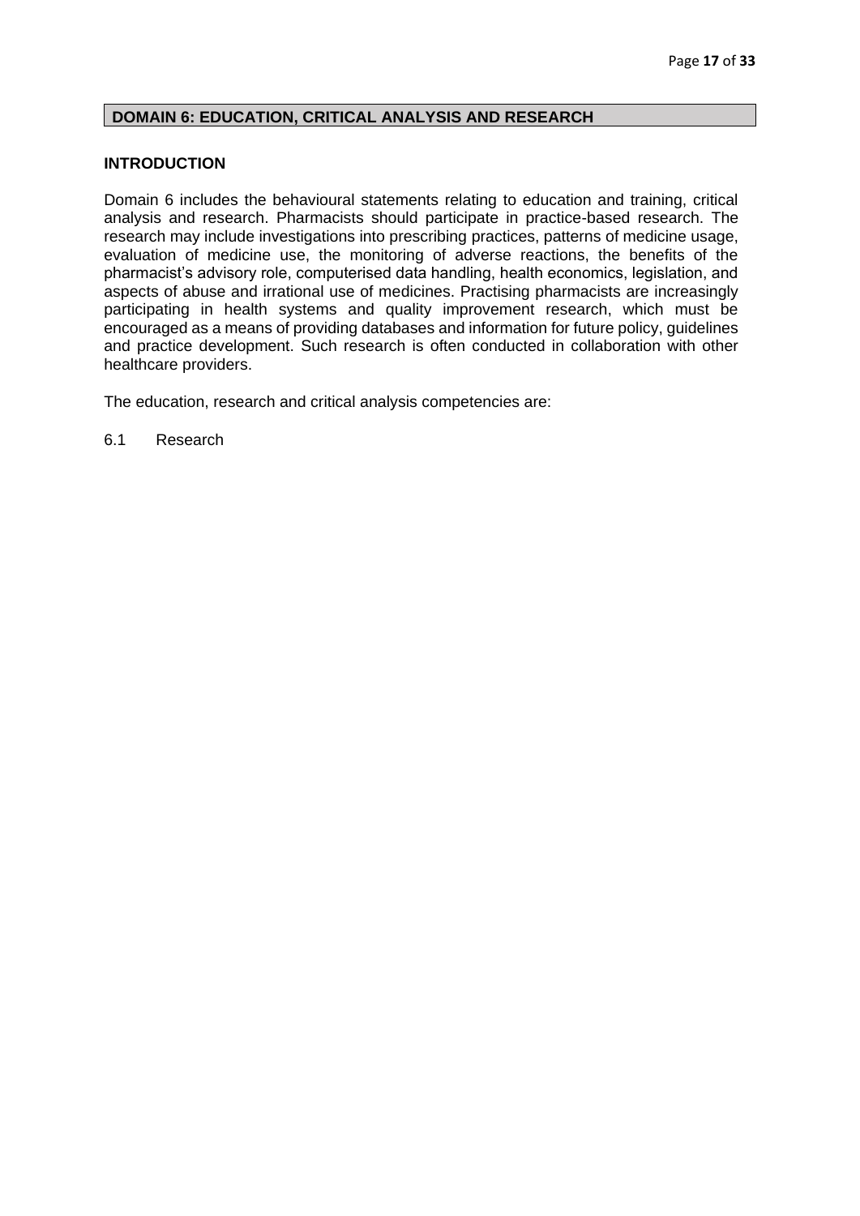## DOMAIN 6: EDUCATION, CRITICAL ANALYSIS AND RESEARCH

### INTRODUCTION

Domain 6 includes the behavioural statements relating to education and training, critical analysis and research. Pharmacists should participate in practice-based research. The research may include investigations into prescribing practices, patterns of medicine usage, evaluation of medicine use, the monitoring of adverse reactions, the benefits of the pharmacist's advisory role, computerised data handling, health economics, legislation, and aspects of abuse and irrational use of medicines. Practising pharmacists are increasingly participating in health systems and quality improvement research, which must be encouraged as a means of providing databases and information for future policy, guidelines and practice development. Such research is often conducted in collaboration with other healthcare providers.

The education, research and critical analysis competencies are:

6.1 Research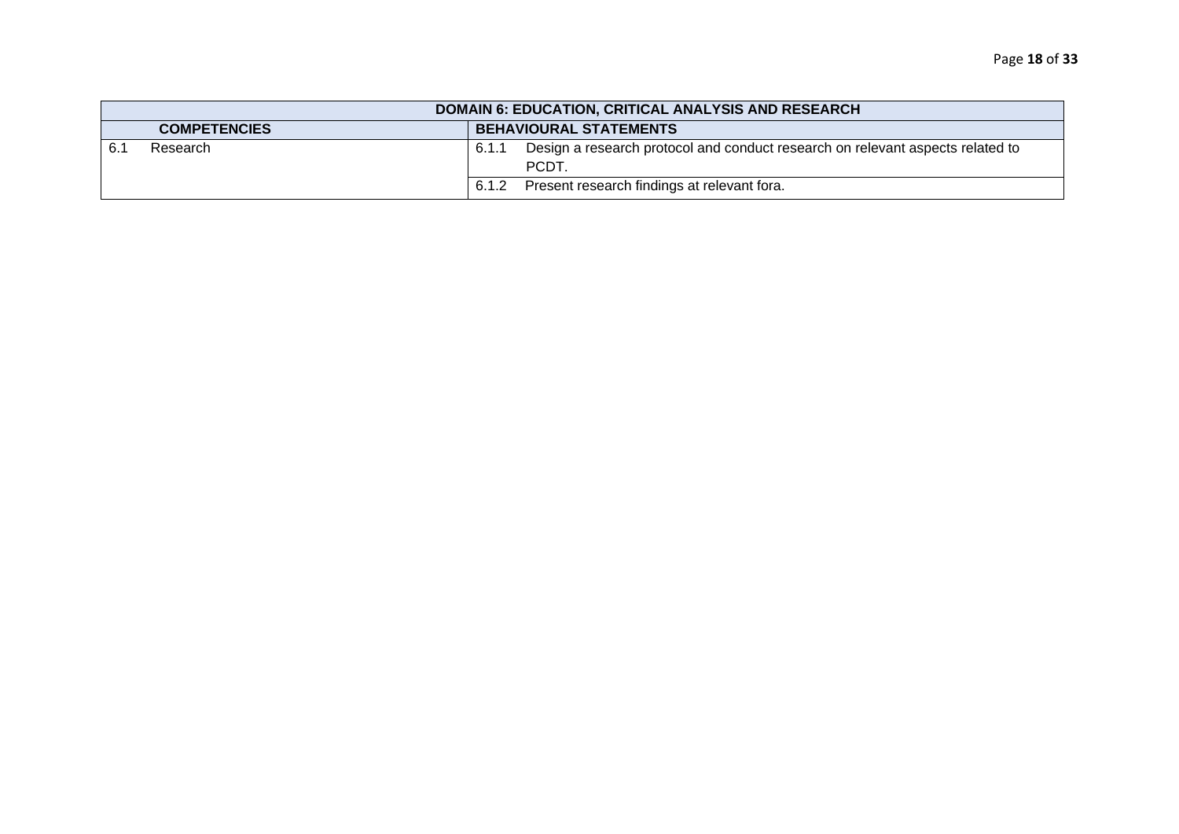| DOMAIN 6: EDUCATION, CRITICAL ANALYSIS AND RESEARCH | |
|---|---|
| **COMPETENCIES** | **BEHAVIOURAL STATEMENTS** |
| 6.1 Research | 6.1.1 Design a research protocol and conduct research on relevant aspects related to PCDT. |
| | 6.1.2 Present research findings at relevant fora. |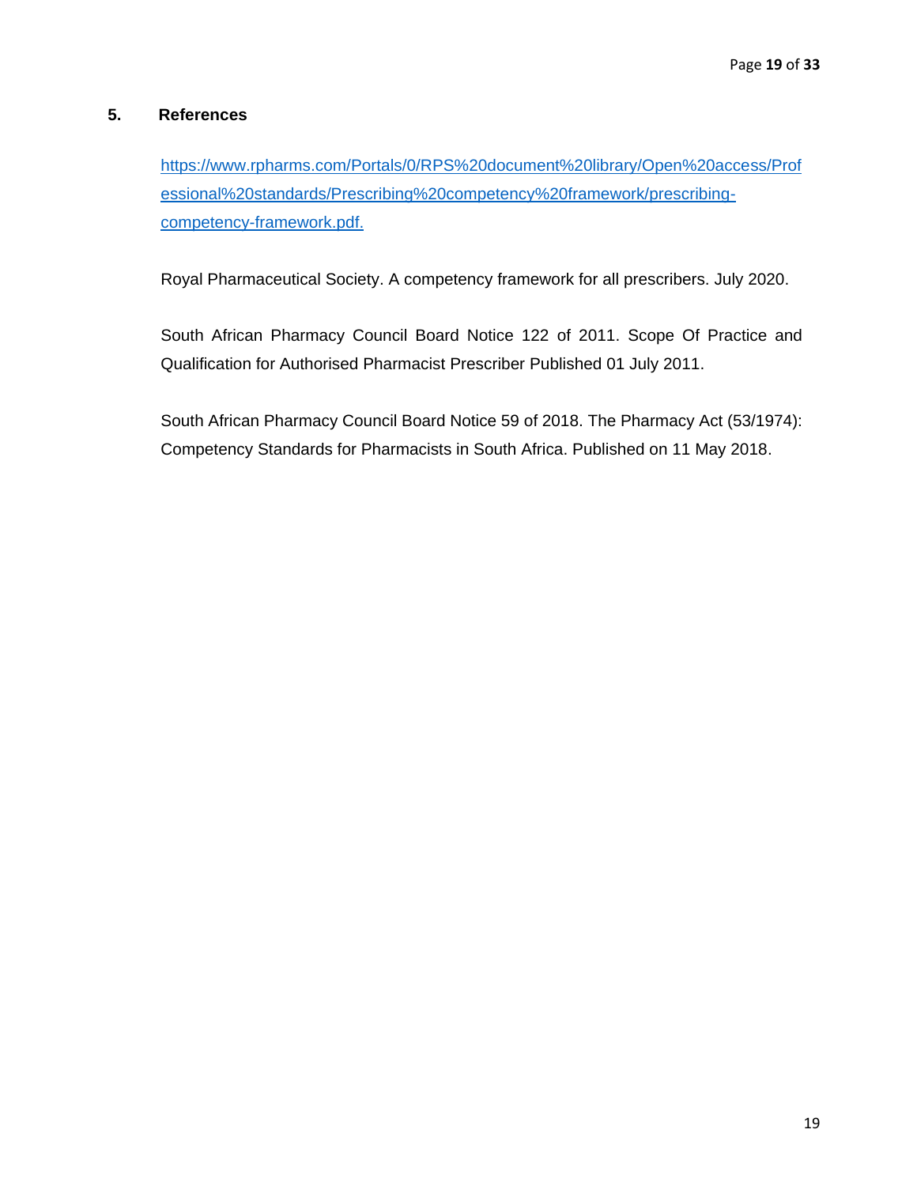## 5. References

https://www.rpharms.com/Portals/0/RPS%20document%20library/Open%20access/Professional%20standards/Prescribing%20competency%20framework/prescribing-competency-framework.pdf.

Royal Pharmaceutical Society. A competency framework for all prescribers. July 2020.

South African Pharmacy Council Board Notice 122 of 2011. Scope Of Practice and Qualification for Authorised Pharmacist Prescriber Published 01 July 2011.

South African Pharmacy Council Board Notice 59 of 2018. The Pharmacy Act (53/1974): Competency Standards for Pharmacists in South Africa. Published on 11 May 2018.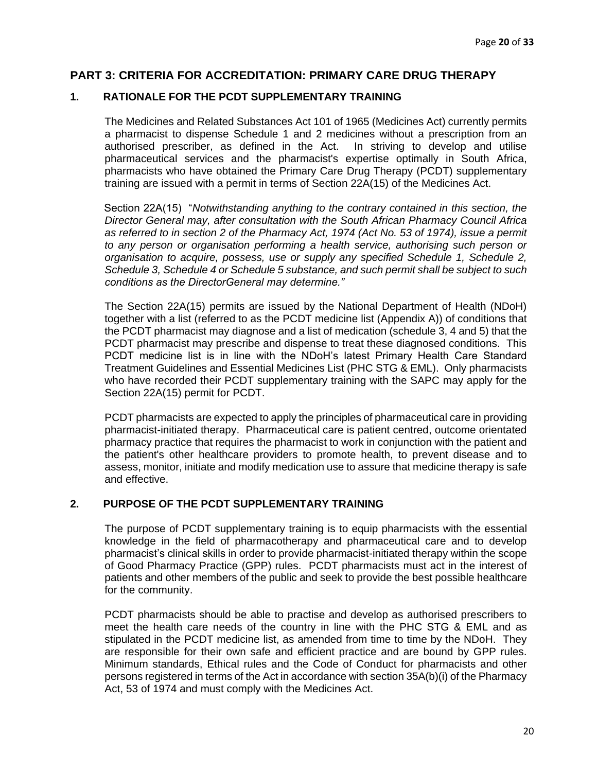## PART 3: CRITERIA FOR ACCREDITATION: PRIMARY CARE DRUG THERAPY

### 1. RATIONALE FOR THE PCDT SUPPLEMENTARY TRAINING

The Medicines and Related Substances Act 101 of 1965 (Medicines Act) currently permits a pharmacist to dispense Schedule 1 and 2 medicines without a prescription from an authorised prescriber, as defined in the Act. In striving to develop and utilise pharmaceutical services and the pharmacist's expertise optimally in South Africa, pharmacists who have obtained the Primary Care Drug Therapy (PCDT) supplementary training are issued with a permit in terms of Section 22A(15) of the Medicines Act.

Section 22A(15) "*Notwithstanding anything to the contrary contained in this section, the Director General may, after consultation with the South African Pharmacy Council Africa as referred to in section 2 of the Pharmacy Act, 1974 (Act No. 53 of 1974), issue a permit to any person or organisation performing a health service, authorising such person or organisation to acquire, possess, use or supply any specified Schedule 1, Schedule 2, Schedule 3, Schedule 4 or Schedule 5 substance, and such permit shall be subject to such conditions as the DirectorGeneral may determine.*"

The Section 22A(15) permits are issued by the National Department of Health (NDoH) together with a list (referred to as the PCDT medicine list (Appendix A)) of conditions that the PCDT pharmacist may diagnose and a list of medication (schedule 3, 4 and 5) that the PCDT pharmacist may prescribe and dispense to treat these diagnosed conditions. This PCDT medicine list is in line with the NDoH's latest Primary Health Care Standard Treatment Guidelines and Essential Medicines List (PHC STG & EML). Only pharmacists who have recorded their PCDT supplementary training with the SAPC may apply for the Section 22A(15) permit for PCDT.

PCDT pharmacists are expected to apply the principles of pharmaceutical care in providing pharmacist-initiated therapy. Pharmaceutical care is patient centred, outcome orientated pharmacy practice that requires the pharmacist to work in conjunction with the patient and the patient's other healthcare providers to promote health, to prevent disease and to assess, monitor, initiate and modify medication use to assure that medicine therapy is safe and effective.

### 2. PURPOSE OF THE PCDT SUPPLEMENTARY TRAINING

The purpose of PCDT supplementary training is to equip pharmacists with the essential knowledge in the field of pharmacotherapy and pharmaceutical care and to develop pharmacist's clinical skills in order to provide pharmacist-initiated therapy within the scope of Good Pharmacy Practice (GPP) rules. PCDT pharmacists must act in the interest of patients and other members of the public and seek to provide the best possible healthcare for the community.

PCDT pharmacists should be able to practise and develop as authorised prescribers to meet the health care needs of the country in line with the PHC STG & EML and as stipulated in the PCDT medicine list, as amended from time to time by the NDoH. They are responsible for their own safe and efficient practice and are bound by GPP rules. Minimum standards, Ethical rules and the Code of Conduct for pharmacists and other persons registered in terms of the Act in accordance with section 35A(b)(i) of the Pharmacy Act, 53 of 1974 and must comply with the Medicines Act.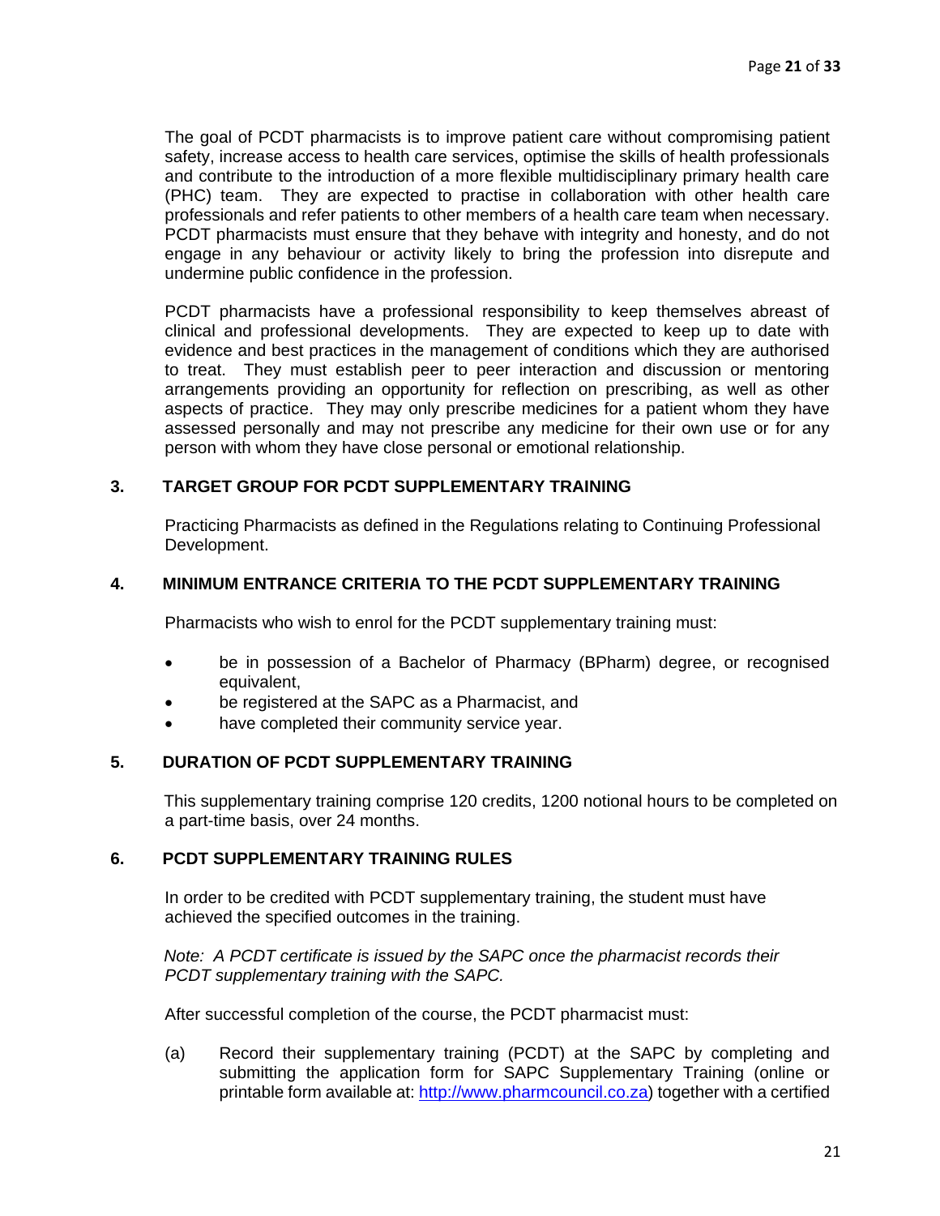The goal of PCDT pharmacists is to improve patient care without compromising patient safety, increase access to health care services, optimise the skills of health professionals and contribute to the introduction of a more flexible multidisciplinary primary health care (PHC) team. They are expected to practise in collaboration with other health care professionals and refer patients to other members of a health care team when necessary. PCDT pharmacists must ensure that they behave with integrity and honesty, and do not engage in any behaviour or activity likely to bring the profession into disrepute and undermine public confidence in the profession.

PCDT pharmacists have a professional responsibility to keep themselves abreast of clinical and professional developments. They are expected to keep up to date with evidence and best practices in the management of conditions which they are authorised to treat. They must establish peer to peer interaction and discussion or mentoring arrangements providing an opportunity for reflection on prescribing, as well as other aspects of practice. They may only prescribe medicines for a patient whom they have assessed personally and may not prescribe any medicine for their own use or for any person with whom they have close personal or emotional relationship.

## 3. TARGET GROUP FOR PCDT SUPPLEMENTARY TRAINING

Practicing Pharmacists as defined in the Regulations relating to Continuing Professional Development.

## 4. MINIMUM ENTRANCE CRITERIA TO THE PCDT SUPPLEMENTARY TRAINING

Pharmacists who wish to enrol for the PCDT supplementary training must:

- be in possession of a Bachelor of Pharmacy (BPharm) degree, or recognised equivalent,
- be registered at the SAPC as a Pharmacist, and
- have completed their community service year.

## 5. DURATION OF PCDT SUPPLEMENTARY TRAINING

This supplementary training comprise 120 credits, 1200 notional hours to be completed on a part-time basis, over 24 months.

## 6. PCDT SUPPLEMENTARY TRAINING RULES

In order to be credited with PCDT supplementary training, the student must have achieved the specified outcomes in the training.

*Note: A PCDT certificate is issued by the SAPC once the pharmacist records their PCDT supplementary training with the SAPC.*

After successful completion of the course, the PCDT pharmacist must:

(a) Record their supplementary training (PCDT) at the SAPC by completing and submitting the application form for SAPC Supplementary Training (online or printable form available at: [http://www.pharmcouncil.co.za](http://www.pharmcouncil.co.za)) together with a certified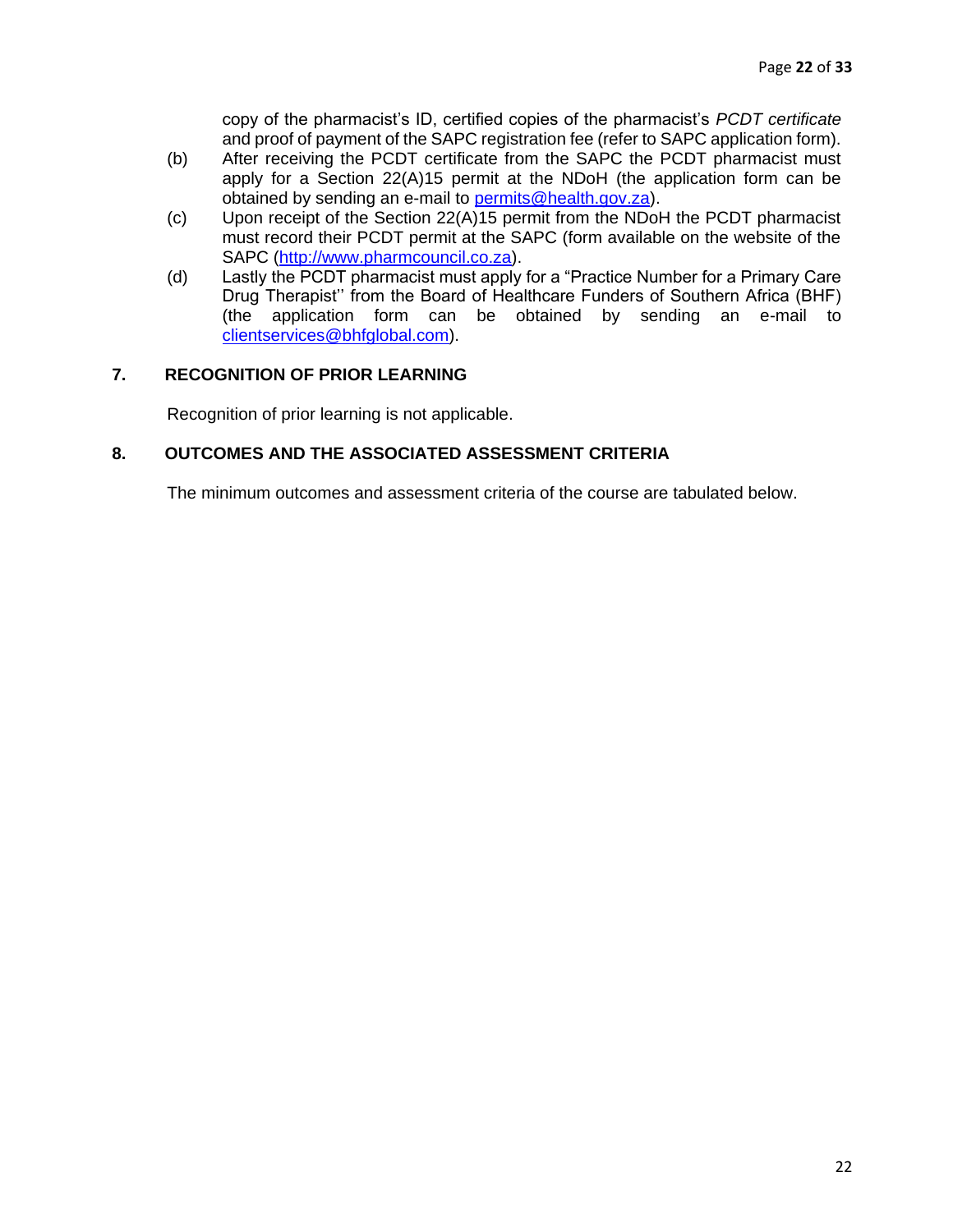copy of the pharmacist's ID, certified copies of the pharmacist's *PCDT certificate* and proof of payment of the SAPC registration fee (refer to SAPC application form).

(b) After receiving the PCDT certificate from the SAPC the PCDT pharmacist must apply for a Section 22(A)15 permit at the NDoH (the application form can be obtained by sending an e-mail to permits@health.gov.za).

(c) Upon receipt of the Section 22(A)15 permit from the NDoH the PCDT pharmacist must record their PCDT permit at the SAPC (form available on the website of the SAPC (http://www.pharmcouncil.co.za).

(d) Lastly the PCDT pharmacist must apply for a "Practice Number for a Primary Care Drug Therapist'' from the Board of Healthcare Funders of Southern Africa (BHF) (the application form can be obtained by sending an e-mail to clientservices@bhfglobal.com).

## 7. RECOGNITION OF PRIOR LEARNING

Recognition of prior learning is not applicable.

## 8. OUTCOMES AND THE ASSOCIATED ASSESSMENT CRITERIA

The minimum outcomes and assessment criteria of the course are tabulated below.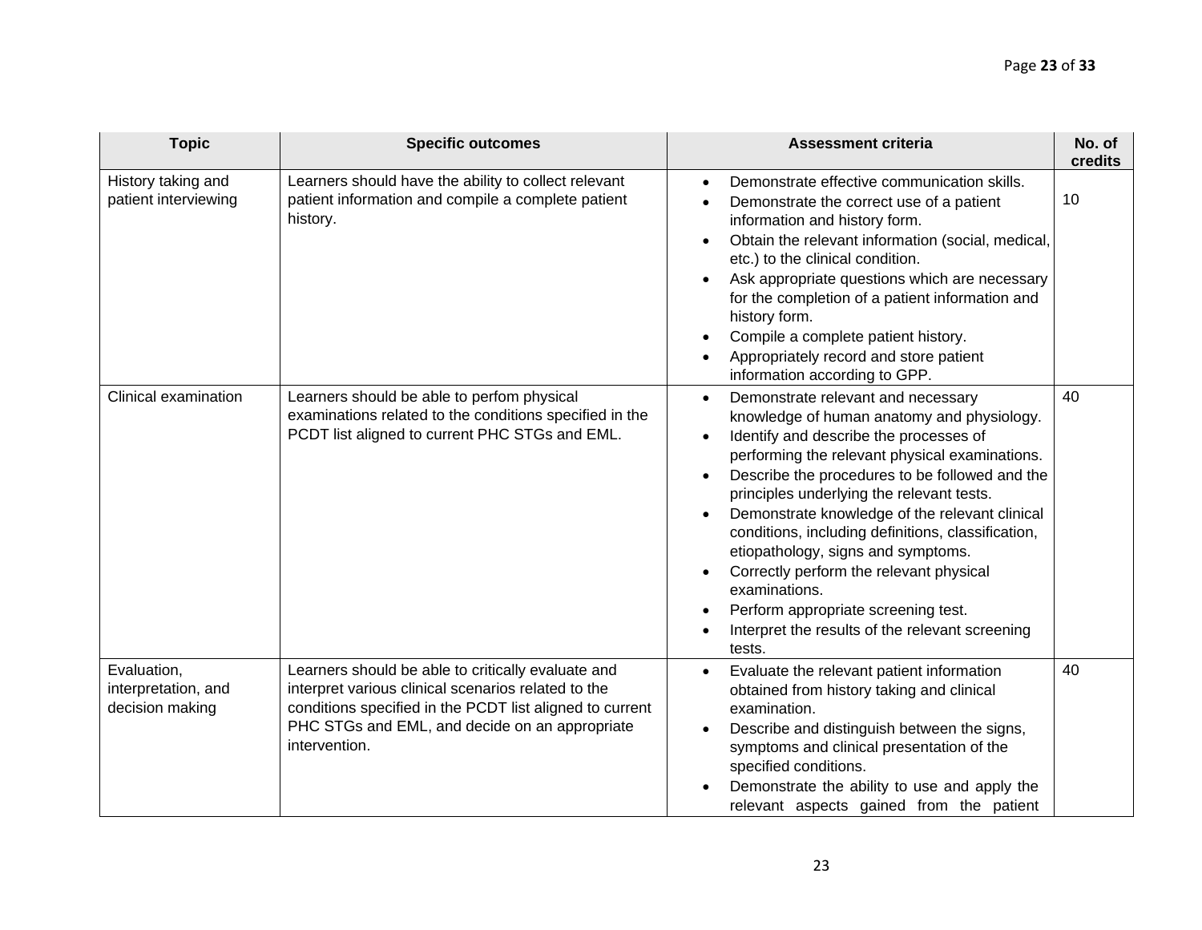| Topic | Specific outcomes | Assessment criteria | No. of credits |
|---|---|---|---|
| History taking and patient interviewing | Learners should have the ability to collect relevant patient information and compile a complete patient history. | • Demonstrate effective communication skills.<br>• Demonstrate the correct use of a patient information and history form.<br>• Obtain the relevant information (social, medical, etc.) to the clinical condition.<br>• Ask appropriate questions which are necessary for the completion of a patient information and history form.<br>• Compile a complete patient history.<br>• Appropriately record and store patient information according to GPP. | 10 |
| Clinical examination | Learners should be able to perfom physical examinations related to the conditions specified in the PCDT list aligned to current PHC STGs and EML. | • Demonstrate relevant and necessary knowledge of human anatomy and physiology.<br>• Identify and describe the processes of performing the relevant physical examinations.<br>• Describe the procedures to be followed and the principles underlying the relevant tests.<br>• Demonstrate knowledge of the relevant clinical conditions, including definitions, classification, etiopathology, signs and symptoms.<br>• Correctly perform the relevant physical examinations.<br>• Perform appropriate screening test.<br>• Interpret the results of the relevant screening tests. | 40 |
| Evaluation, interpretation, and decision making | Learners should be able to critically evaluate and interpret various clinical scenarios related to the conditions specified in the PCDT list aligned to current PHC STGs and EML, and decide on an appropriate intervention. | • Evaluate the relevant patient information obtained from history taking and clinical examination.<br>• Describe and distinguish between the signs, symptoms and clinical presentation of the specified conditions.<br>• Demonstrate the ability to use and apply the relevant aspects gained from the patient | 40 |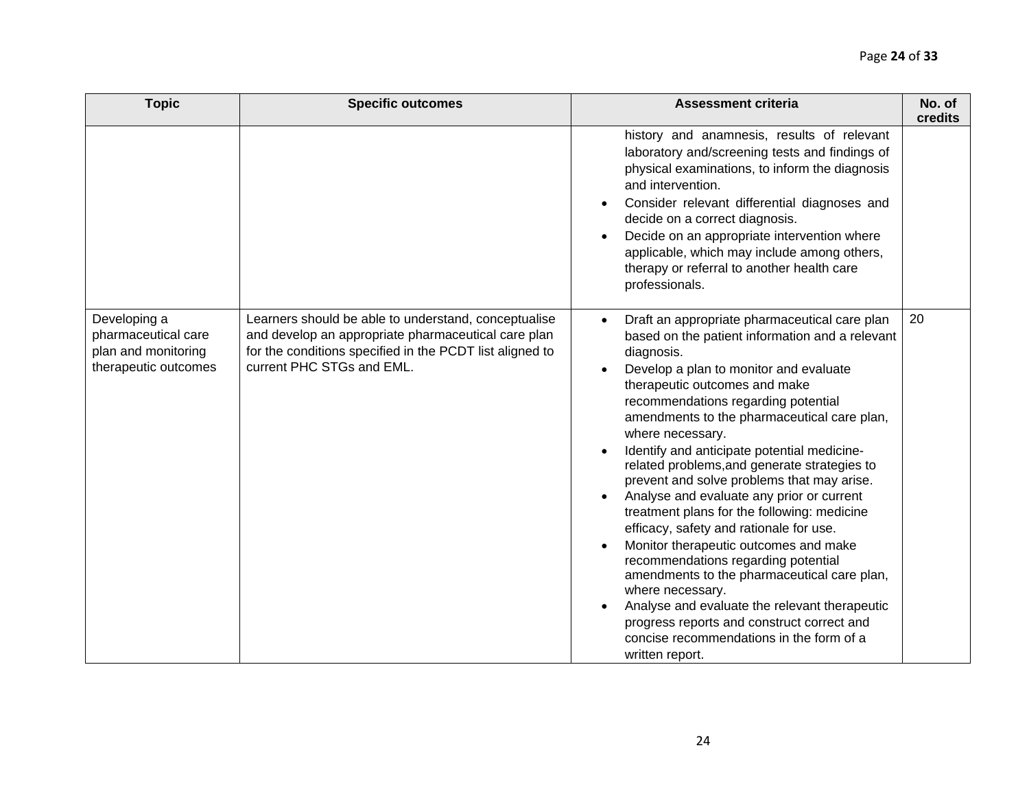| Topic | Specific outcomes | Assessment criteria | No. of credits |
| --- | --- | --- | --- |
| | | history and anamnesis, results of relevant laboratory and/screening tests and findings of physical examinations, to inform the diagnosis and intervention.<br>• Consider relevant differential diagnoses and decide on a correct diagnosis.<br>• Decide on an appropriate intervention where applicable, which may include among others, therapy or referral to another health care professionals. | |
| Developing a pharmaceutical care plan and monitoring therapeutic outcomes | Learners should be able to understand, conceptualise and develop an appropriate pharmaceutical care plan for the conditions specified in the PCDT list aligned to current PHC STGs and EML. | • Draft an appropriate pharmaceutical care plan based on the patient information and a relevant diagnosis.<br>• Develop a plan to monitor and evaluate therapeutic outcomes and make recommendations regarding potential amendments to the pharmaceutical care plan, where necessary.<br>• Identify and anticipate potential medicine-related problems,and generate strategies to prevent and solve problems that may arise.<br>• Analyse and evaluate any prior or current treatment plans for the following: medicine efficacy, safety and rationale for use.<br>• Monitor therapeutic outcomes and make recommendations regarding potential amendments to the pharmaceutical care plan, where necessary.<br>• Analyse and evaluate the relevant therapeutic progress reports and construct correct and concise recommendations in the form of a written report. | 20 |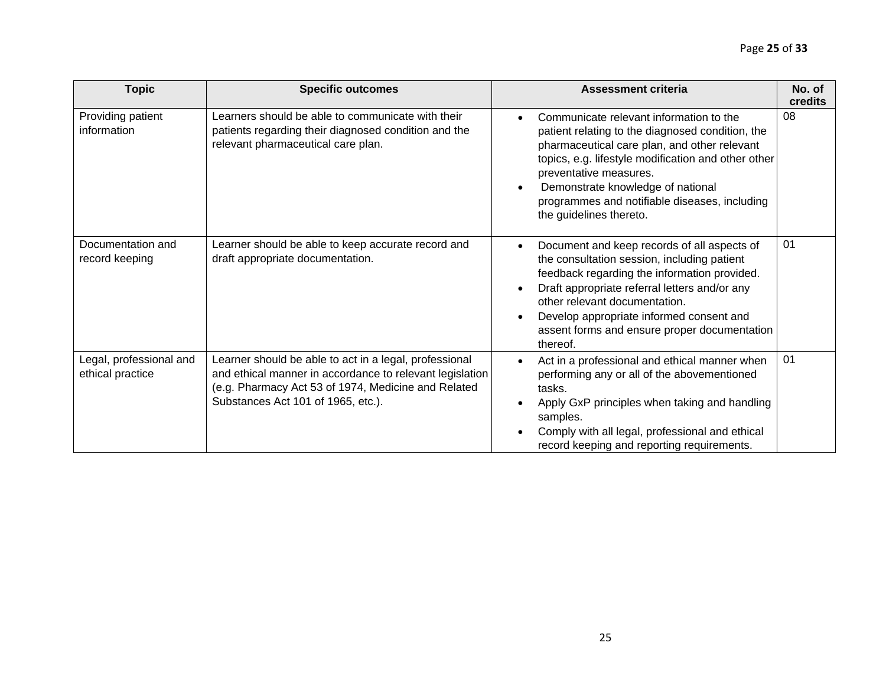| Topic | Specific outcomes | Assessment criteria | No. of credits |
|---|---|---|---|
| Providing patient information | Learners should be able to communicate with their patients regarding their diagnosed condition and the relevant pharmaceutical care plan. | • Communicate relevant information to the patient relating to the diagnosed condition, the pharmaceutical care plan, and other relevant topics, e.g. lifestyle modification and other other preventative measures.<br>• Demonstrate knowledge of national programmes and notifiable diseases, including the guidelines thereto. | 08 |
| Documentation and record keeping | Learner should be able to keep accurate record and draft appropriate documentation. | • Document and keep records of all aspects of the consultation session, including patient feedback regarding the information provided.<br>• Draft appropriate referral letters and/or any other relevant documentation.<br>• Develop appropriate informed consent and assent forms and ensure proper documentation thereof. | 01 |
| Legal, professional and ethical practice | Learner should be able to act in a legal, professional and ethical manner in accordance to relevant legislation (e.g. Pharmacy Act 53 of 1974, Medicine and Related Substances Act 101 of 1965, etc.). | • Act in a professional and ethical manner when performing any or all of the abovementioned tasks.<br>• Apply GxP principles when taking and handling samples.<br>• Comply with all legal, professional and ethical record keeping and reporting requirements. | 01 |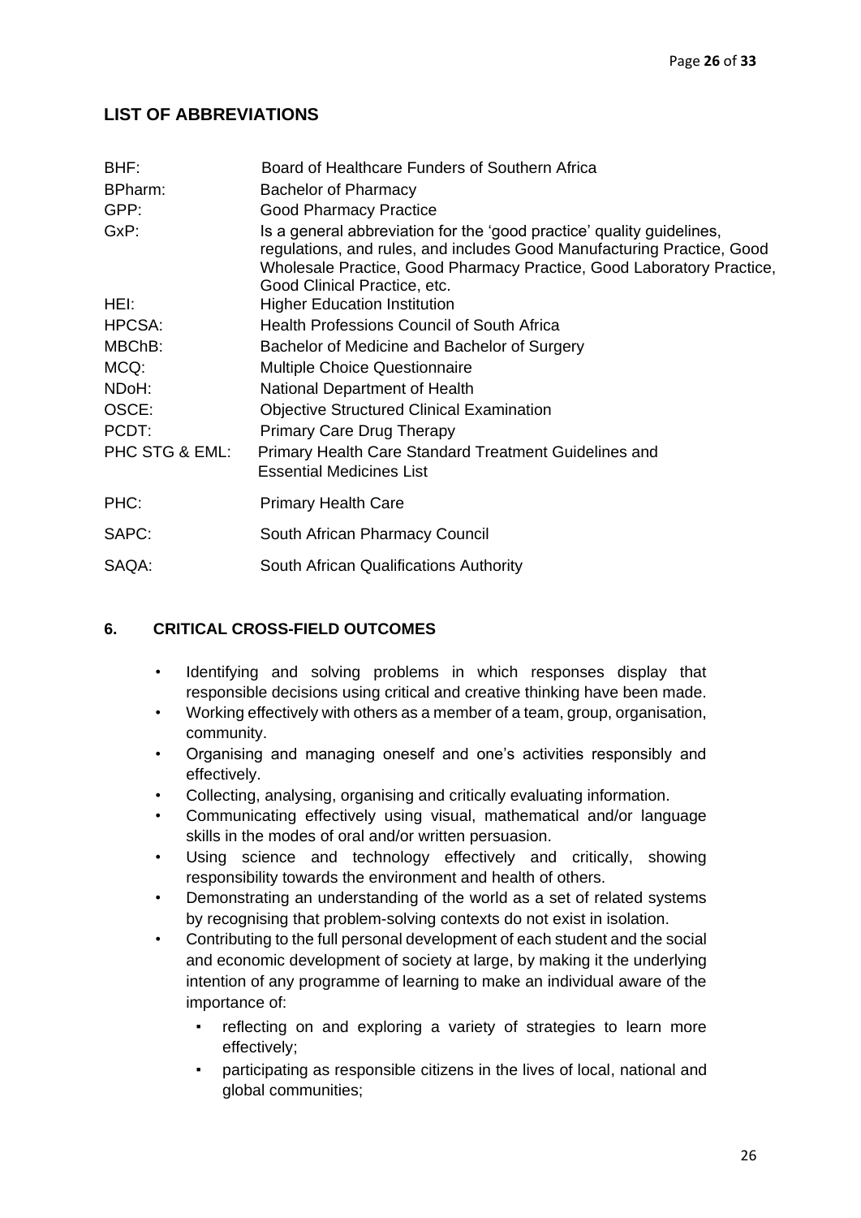## LIST OF ABBREVIATIONS

| | |
|---|---|
| BHF: | Board of Healthcare Funders of Southern Africa |
| BPharm: | Bachelor of Pharmacy |
| GPP: | Good Pharmacy Practice |
| GxP: | Is a general abbreviation for the 'good practice' quality guidelines, regulations, and rules, and includes Good Manufacturing Practice, Good Wholesale Practice, Good Pharmacy Practice, Good Laboratory Practice, Good Clinical Practice, etc. |
| HEI: | Higher Education Institution |
| HPCSA: | Health Professions Council of South Africa |
| MBChB: | Bachelor of Medicine and Bachelor of Surgery |
| MCQ: | Multiple Choice Questionnaire |
| NDoH: | National Department of Health |
| OSCE: | Objective Structured Clinical Examination |
| PCDT: | Primary Care Drug Therapy |
| PHC STG & EML: | Primary Health Care Standard Treatment Guidelines and Essential Medicines List |
| PHC: | Primary Health Care |
| SAPC: | South African Pharmacy Council |
| SAQA: | South African Qualifications Authority |

## 6. CRITICAL CROSS-FIELD OUTCOMES

- Identifying and solving problems in which responses display that responsible decisions using critical and creative thinking have been made.
- Working effectively with others as a member of a team, group, organisation, community.
- Organising and managing oneself and one's activities responsibly and effectively.
- Collecting, analysing, organising and critically evaluating information.
- Communicating effectively using visual, mathematical and/or language skills in the modes of oral and/or written persuasion.
- Using science and technology effectively and critically, showing responsibility towards the environment and health of others.
- Demonstrating an understanding of the world as a set of related systems by recognising that problem-solving contexts do not exist in isolation.
- Contributing to the full personal development of each student and the social and economic development of society at large, by making it the underlying intention of any programme of learning to make an individual aware of the importance of:
  - reflecting on and exploring a variety of strategies to learn more effectively;
  - participating as responsible citizens in the lives of local, national and global communities;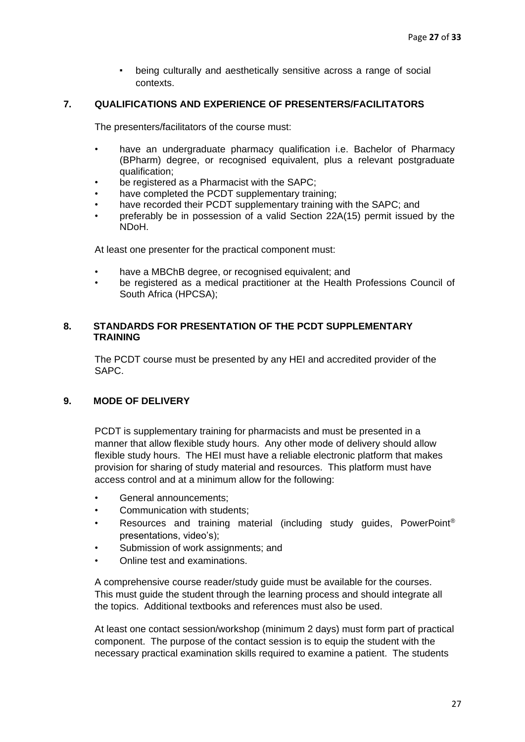- being culturally and aesthetically sensitive across a range of social contexts.

## 7. QUALIFICATIONS AND EXPERIENCE OF PRESENTERS/FACILITATORS

The presenters/facilitators of the course must:

- have an undergraduate pharmacy qualification i.e. Bachelor of Pharmacy (BPharm) degree, or recognised equivalent, plus a relevant postgraduate qualification;
- be registered as a Pharmacist with the SAPC;
- have completed the PCDT supplementary training;
- have recorded their PCDT supplementary training with the SAPC; and
- preferably be in possession of a valid Section 22A(15) permit issued by the NDoH.

At least one presenter for the practical component must:

- have a MBChB degree, or recognised equivalent; and
- be registered as a medical practitioner at the Health Professions Council of South Africa (HPCSA);

## 8. STANDARDS FOR PRESENTATION OF THE PCDT SUPPLEMENTARY TRAINING

The PCDT course must be presented by any HEI and accredited provider of the SAPC.

## 9. MODE OF DELIVERY

PCDT is supplementary training for pharmacists and must be presented in a manner that allow flexible study hours. Any other mode of delivery should allow flexible study hours. The HEI must have a reliable electronic platform that makes provision for sharing of study material and resources. This platform must have access control and at a minimum allow for the following:

- General announcements;
- Communication with students;
- Resources and training material (including study guides, PowerPoint® presentations, video's);
- Submission of work assignments; and
- Online test and examinations.

A comprehensive course reader/study guide must be available for the courses. This must guide the student through the learning process and should integrate all the topics. Additional textbooks and references must also be used.

At least one contact session/workshop (minimum 2 days) must form part of practical component. The purpose of the contact session is to equip the student with the necessary practical examination skills required to examine a patient. The students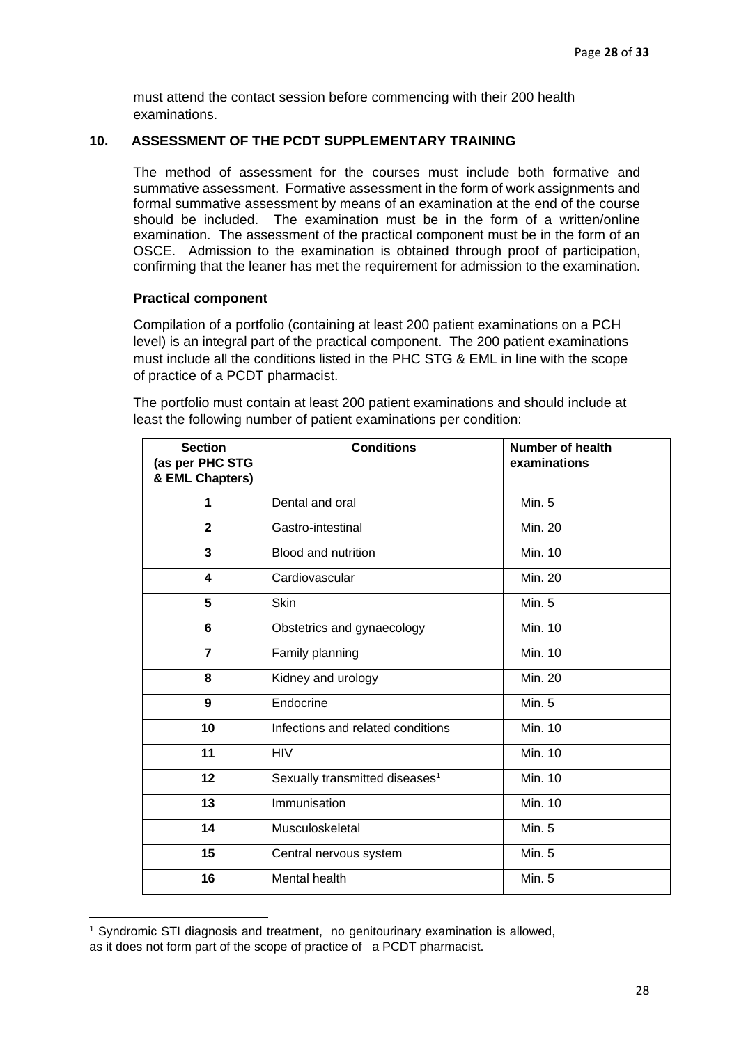must attend the contact session before commencing with their 200 health examinations.

## 10. ASSESSMENT OF THE PCDT SUPPLEMENTARY TRAINING

The method of assessment for the courses must include both formative and summative assessment. Formative assessment in the form of work assignments and formal summative assessment by means of an examination at the end of the course should be included. The examination must be in the form of a written/online examination. The assessment of the practical component must be in the form of an OSCE. Admission to the examination is obtained through proof of participation, confirming that the leaner has met the requirement for admission to the examination.

**Practical component**

Compilation of a portfolio (containing at least 200 patient examinations on a PCH level) is an integral part of the practical component. The 200 patient examinations must include all the conditions listed in the PHC STG & EML in line with the scope of practice of a PCDT pharmacist.

The portfolio must contain at least 200 patient examinations and should include at least the following number of patient examinations per condition:

| Section (as per PHC STG & EML Chapters) | Conditions | Number of health examinations |
|---|---|---|
| 1 | Dental and oral | Min. 5 |
| 2 | Gastro-intestinal | Min. 20 |
| 3 | Blood and nutrition | Min. 10 |
| 4 | Cardiovascular | Min. 20 |
| 5 | Skin | Min. 5 |
| 6 | Obstetrics and gynaecology | Min. 10 |
| 7 | Family planning | Min. 10 |
| 8 | Kidney and urology | Min. 20 |
| 9 | Endocrine | Min. 5 |
| 10 | Infections and related conditions | Min. 10 |
| 11 | HIV | Min. 10 |
| 12 | Sexually transmitted diseases[1] | Min. 10 |
| 13 | Immunisation | Min. 10 |
| 14 | Musculoskeletal | Min. 5 |
| 15 | Central nervous system | Min. 5 |
| 16 | Mental health | Min. 5 |

[1] Syndromic STI diagnosis and treatment, no genitourinary examination is allowed, as it does not form part of the scope of practice of a PCDT pharmacist.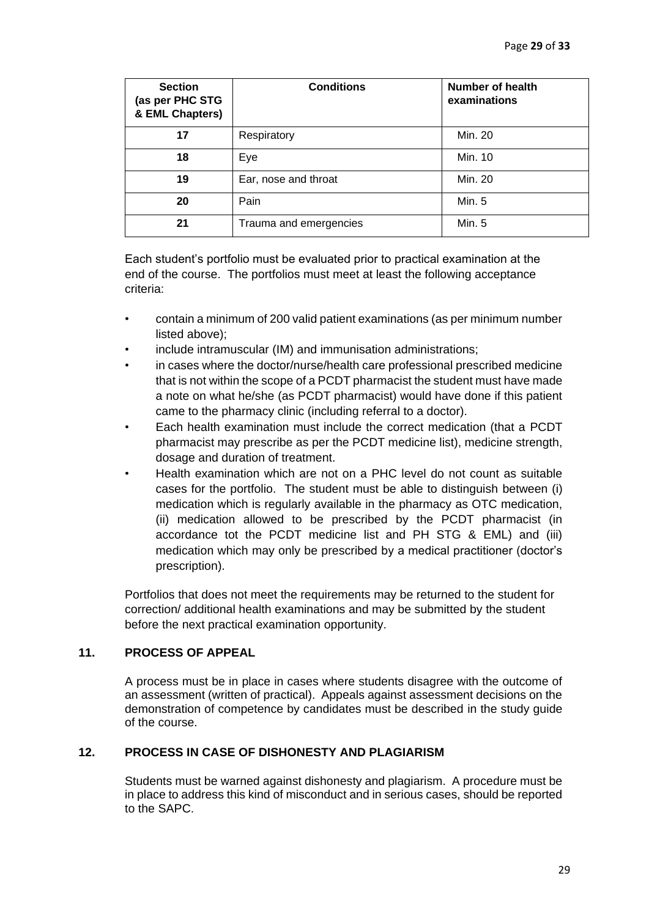| Section (as per PHC STG & EML Chapters) | Conditions | Number of health examinations |
|---|---|---|
| 17 | Respiratory | Min. 20 |
| 18 | Eye | Min. 10 |
| 19 | Ear, nose and throat | Min. 20 |
| 20 | Pain | Min. 5 |
| 21 | Trauma and emergencies | Min. 5 |

Each student's portfolio must be evaluated prior to practical examination at the end of the course. The portfolios must meet at least the following acceptance criteria:

- contain a minimum of 200 valid patient examinations (as per minimum number listed above);
- include intramuscular (IM) and immunisation administrations;
- in cases where the doctor/nurse/health care professional prescribed medicine that is not within the scope of a PCDT pharmacist the student must have made a note on what he/she (as PCDT pharmacist) would have done if this patient came to the pharmacy clinic (including referral to a doctor).
- Each health examination must include the correct medication (that a PCDT pharmacist may prescribe as per the PCDT medicine list), medicine strength, dosage and duration of treatment.
- Health examination which are not on a PHC level do not count as suitable cases for the portfolio. The student must be able to distinguish between (i) medication which is regularly available in the pharmacy as OTC medication, (ii) medication allowed to be prescribed by the PCDT pharmacist (in accordance tot the PCDT medicine list and PH STG & EML) and (iii) medication which may only be prescribed by a medical practitioner (doctor's prescription).

Portfolios that does not meet the requirements may be returned to the student for correction/ additional health examinations and may be submitted by the student before the next practical examination opportunity.

## 11. PROCESS OF APPEAL

A process must be in place in cases where students disagree with the outcome of an assessment (written of practical). Appeals against assessment decisions on the demonstration of competence by candidates must be described in the study guide of the course.

## 12. PROCESS IN CASE OF DISHONESTY AND PLAGIARISM

Students must be warned against dishonesty and plagiarism. A procedure must be in place to address this kind of misconduct and in serious cases, should be reported to the SAPC.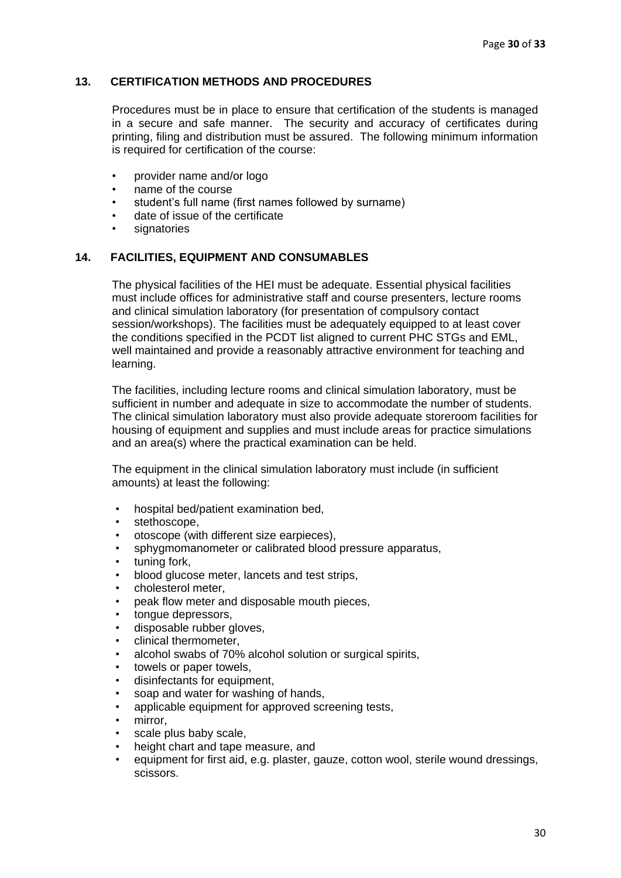## 13. CERTIFICATION METHODS AND PROCEDURES

Procedures must be in place to ensure that certification of the students is managed in a secure and safe manner. The security and accuracy of certificates during printing, filing and distribution must be assured. The following minimum information is required for certification of the course:

- provider name and/or logo
- name of the course
- student's full name (first names followed by surname)
- date of issue of the certificate
- signatories

## 14. FACILITIES, EQUIPMENT AND CONSUMABLES

The physical facilities of the HEI must be adequate. Essential physical facilities must include offices for administrative staff and course presenters, lecture rooms and clinical simulation laboratory (for presentation of compulsory contact session/workshops). The facilities must be adequately equipped to at least cover the conditions specified in the PCDT list aligned to current PHC STGs and EML, well maintained and provide a reasonably attractive environment for teaching and learning.

The facilities, including lecture rooms and clinical simulation laboratory, must be sufficient in number and adequate in size to accommodate the number of students. The clinical simulation laboratory must also provide adequate storeroom facilities for housing of equipment and supplies and must include areas for practice simulations and an area(s) where the practical examination can be held.

The equipment in the clinical simulation laboratory must include (in sufficient amounts) at least the following:

- hospital bed/patient examination bed,
- stethoscope,
- otoscope (with different size earpieces),
- sphygmomanometer or calibrated blood pressure apparatus,
- tuning fork,
- blood glucose meter, lancets and test strips,
- cholesterol meter,
- peak flow meter and disposable mouth pieces,
- tongue depressors,
- disposable rubber gloves,
- clinical thermometer,
- alcohol swabs of 70% alcohol solution or surgical spirits,
- towels or paper towels,
- disinfectants for equipment,
- soap and water for washing of hands,
- applicable equipment for approved screening tests,
- mirror,
- scale plus baby scale,
- height chart and tape measure, and
- equipment for first aid, e.g. plaster, gauze, cotton wool, sterile wound dressings, scissors.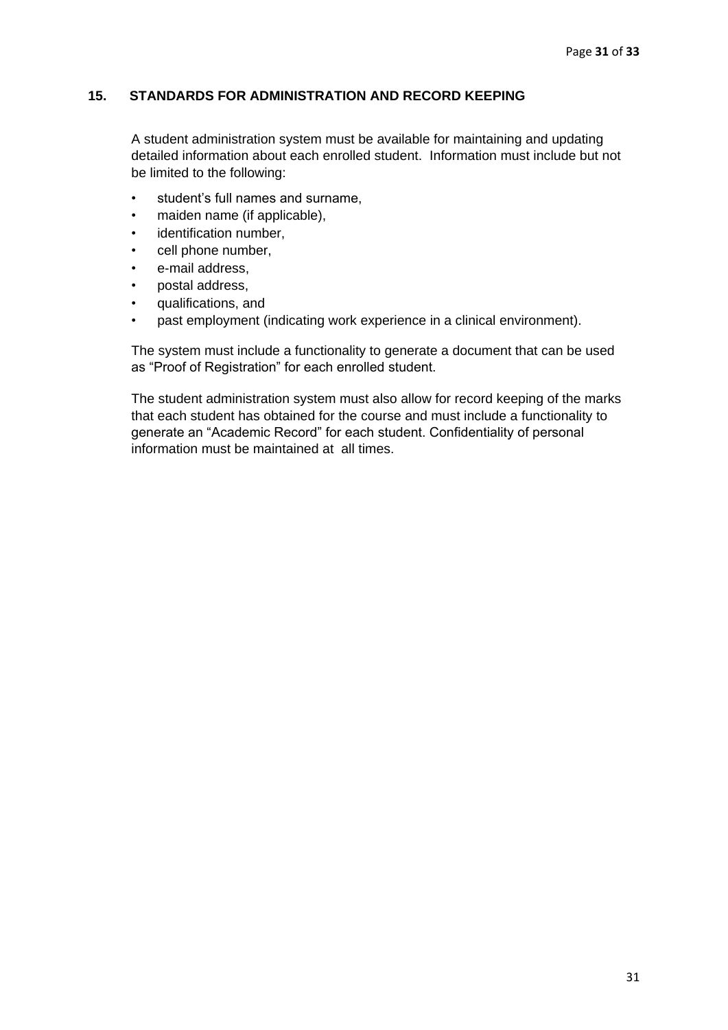## 15. STANDARDS FOR ADMINISTRATION AND RECORD KEEPING

A student administration system must be available for maintaining and updating detailed information about each enrolled student. Information must include but not be limited to the following:

- student's full names and surname,
- maiden name (if applicable),
- identification number,
- cell phone number,
- e-mail address,
- postal address,
- qualifications, and
- past employment (indicating work experience in a clinical environment).

The system must include a functionality to generate a document that can be used as "Proof of Registration" for each enrolled student.

The student administration system must also allow for record keeping of the marks that each student has obtained for the course and must include a functionality to generate an "Academic Record" for each student. Confidentiality of personal information must be maintained at all times.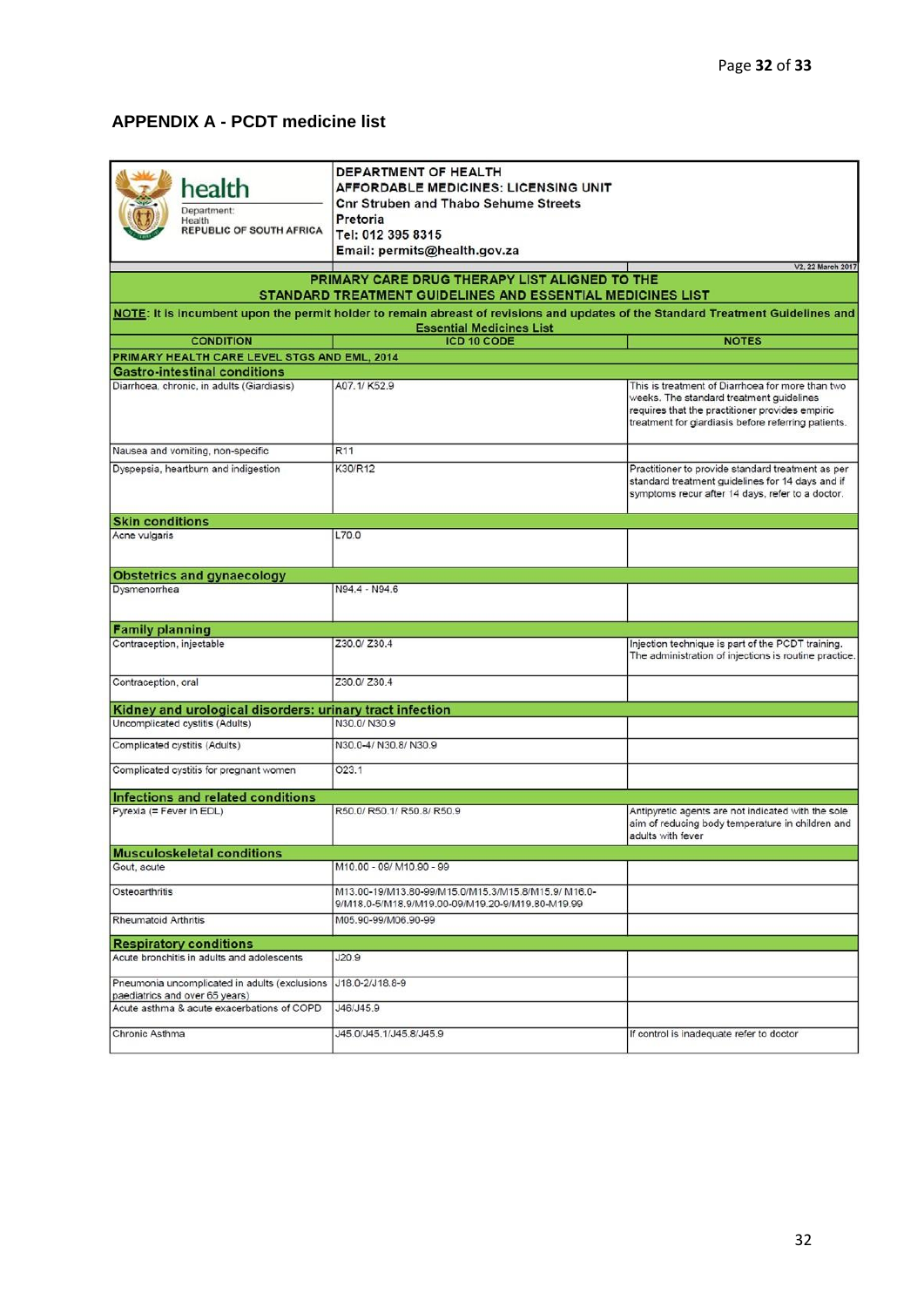## APPENDIX A - PCDT medicine list

| | | |
|---|---|---|
| health Department: Health REPUBLIC OF SOUTH AFRICA | DEPARTMENT OF HEALTH<br>AFFORDABLE MEDICINES: LICENSING UNIT<br>Cnr Struben and Thabo Sehume Streets<br>Pretoria<br>Tel: 012 395 8315<br>Email: permits@health.gov.za | |
| | | V2, 22 March 2017 |
| **PRIMARY CARE DRUG THERAPY LIST ALIGNED TO THE STANDARD TREATMENT GUIDELINES AND ESSENTIAL MEDICINES LIST** | | |
| **NOTE: It is incumbent upon the permit holder to remain abreast of revisions and updates of the Standard Treatment Guidelines and Essential Medicines List** | | |
| **CONDITION** | **ICD 10 CODE** | **NOTES** |
| **PRIMARY HEALTH CARE LEVEL STGS AND EML, 2014** | | |
| **Gastro-intestinal conditions** | | |
| Diarrhoea, chronic, in adults (Giardiasis) | A07.1/ K52.9 | This is treatment of Diarrhoea for more than two weeks. The standard treatment guidelines requires that the practitioner provides empiric treatment for giardiasis before referring patients. |
| Nausea and vomiting, non-specific | R11 | |
| Dyspepsia, heartburn and indigestion | K30/R12 | Practitioner to provide standard treatment as per standard treatment guidelines for 14 days and if symptoms recur after 14 days, refer to a doctor. |
| **Skin conditions** | | |
| Acne vulgaris | L70.0 | |
| **Obstetrics and gynaecology** | | |
| Dysmenorrhea | N94.4 - N94.6 | |
| **Family planning** | | |
| Contraception, injectable | Z30.0/ Z30.4 | Injection technique is part of the PCDT training. The administration of injections is routine practice. |
| Contraception, oral | Z30.0/ Z30.4 | |
| **Kidney and urological disorders: urinary tract infection** | | |
| Uncomplicated cystitis (Adults) | N30.0/ N30.9 | |
| Complicated cystitis (Adults) | N30.0-4/ N30.8/ N30.9 | |
| Complicated cystitis for pregnant women | O23.1 | |
| **Infections and related conditions** | | |
| Pyrexia (= Fever in EDL) | R50.0/ R50.1/ R50.8/ R50.9 | Antipyretic agents are not indicated with the sole aim of reducing body temperature in children and adults with fever |
| **Musculoskeletal conditions** | | |
| Gout, acute | M10.00 - 09/ M10.90 - 99 | |
| Osteoarthritis | M13.00-19/M13.80-99/M15.0/M15.3/M15.8/M15.9/ M16.0-9/M18.0-5/M18.9/M19.00-09/M19.20-9/M19.80-M19.99 | |
| Rheumatoid Arthritis | M05.90-99/M06.90-99 | |
| **Respiratory conditions** | | |
| Acute bronchitis in adults and adolescents | J20.9 | |
| Pneumonia uncomplicated in adults (exclusions paediatrics and over 65 years) | J18.0-2/J18.8-9 | |
| Acute asthma & acute exacerbations of COPD | J46/J45.9 | |
| Chronic Asthma | J45.0/J45.1/J45.8/J45.9 | If control is inadequate refer to doctor |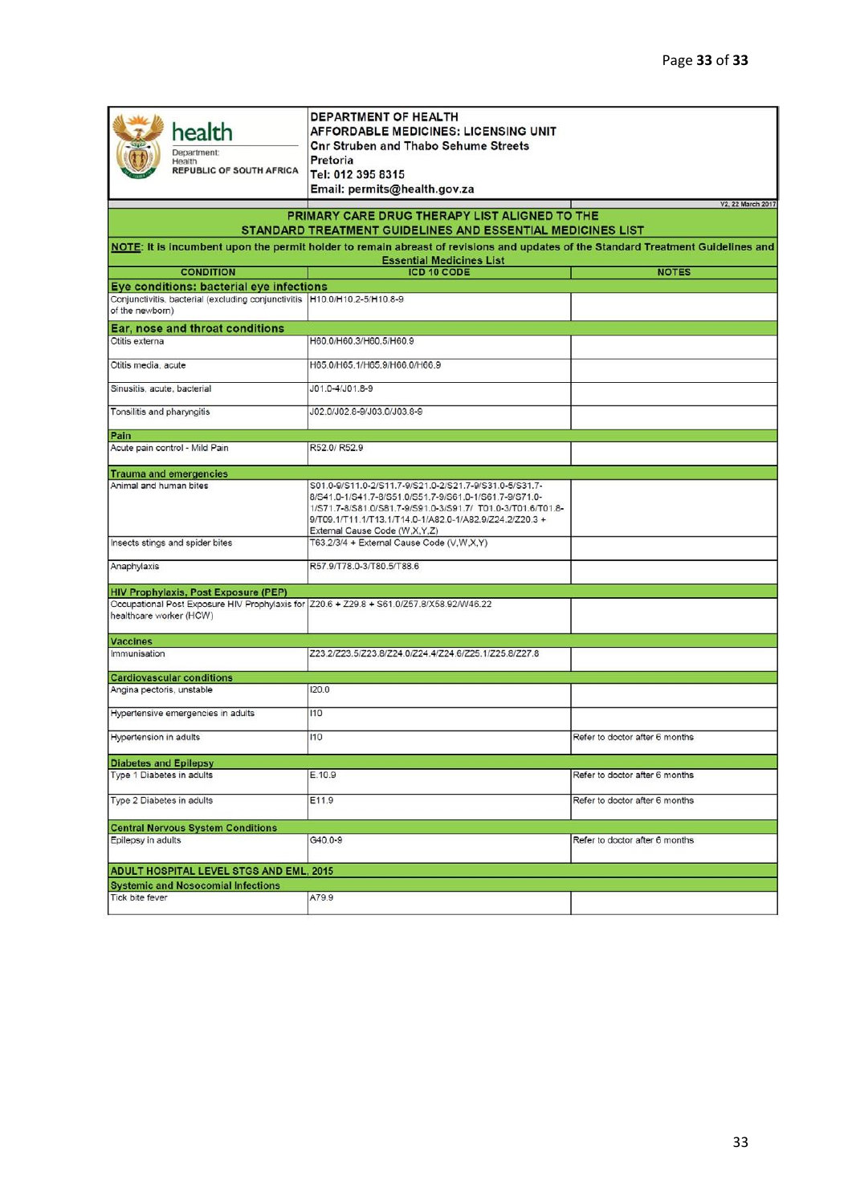| health Department: Health REPUBLIC OF SOUTH AFRICA | DEPARTMENT OF HEALTH<br>AFFORDABLE MEDICINES: LICENSING UNIT<br>Cnr Struben and Thabo Sehume Streets<br>Pretoria<br>Tel: 012 395 8315<br>Email: permits@health.gov.za | |
|---|---|---|
| | | V2, 22 March 2017 |
| **PRIMARY CARE DRUG THERAPY LIST ALIGNED TO THE STANDARD TREATMENT GUIDELINES AND ESSENTIAL MEDICINES LIST** | | |
| **NOTE: It is incumbent upon the permit holder to remain abreast of revisions and updates of the Standard Treatment Guidelines and Essential Medicines List** | | |
| **CONDITION** | **ICD 10 CODE** | **NOTES** |
| **Eye conditions: bacterial eye infections** | | |
| Conjunctivitis, bacterial (excluding conjunctivitis of the newborn) | H10.0/H10.2-5/H10.8-9 | |
| **Ear, nose and throat conditions** | | |
| Otitis externa | H60.0/H60.3/H60.5/H60.9 | |
| Otitis media, acute | H65.0/H65.1/H65.9/H66.0/H66.9 | |
| Sinusitis, acute, bacterial | J01.0-4/J01.8-9 | |
| Tonsillitis and pharyngitis | J02.0/J02.8-9/J03.0/J03.8-9 | |
| **Pain** | | |
| Acute pain control - Mild Pain | R52.0/ R52.9 | |
| **Trauma and emergencies** | | |
| Animal and human bites | S01.0-9/S11.0-2/S11.7-9/S21.0-2/S21.7-9/S31.0-5/S31.7-8/S41.0-1/S41.7-8/S51.0/S51.7-9/S61.0-1/S61.7-9/S71.0-1/S71.7-8/S81.0/S81.7-9/S91.0-3/S91.7/ T01.0-3/T01.6/T01.8-9/T09.1/T11.1/T13.1/T14.0-1/A82.0-1/A82.9/Z24.2/Z20.3 + External Cause Code (W,X,Y,Z) | |
| Insects stings and spider bites | T63.2/3/4 + External Cause Code (V,W,X,Y) | |
| Anaphylaxis | R57.9/T78.0-3/T80.5/T88.6 | |
| **HIV Prophylaxis, Post Exposure (PEP)** | | |
| Occupational Post Exposure HIV Prophylaxis for healthcare worker (HCW) | Z20.6 + Z29.8 + S61.0/Z57.8/X58.92/W46.22 | |
| **Vaccines** | | |
| Immunisation | Z23.2/Z23.5/Z23.8/Z24.0/Z24.4/Z24.6/Z25.1/Z25.8/Z27.8 | |
| **Cardiovascular conditions** | | |
| Angina pectoris, unstable | I20.0 | |
| Hypertensive emergencies in adults | I10 | |
| Hypertension in adults | I10 | Refer to doctor after 6 months |
| **Diabetes and Epilepsy** | | |
| Type 1 Diabetes in adults | E.10.9 | Refer to doctor after 6 months |
| Type 2 Diabetes in adults | E11.9 | Refer to doctor after 6 months |
| **Central Nervous System Conditions** | | |
| Epilepsy in adults | G40.0-9 | Refer to doctor after 6 months |
| **ADULT HOSPITAL LEVEL STGS AND EML, 2015** | | |
| **Systemic and Nosocomial Infections** | | |
| Tick bite fever | A79.9 | |